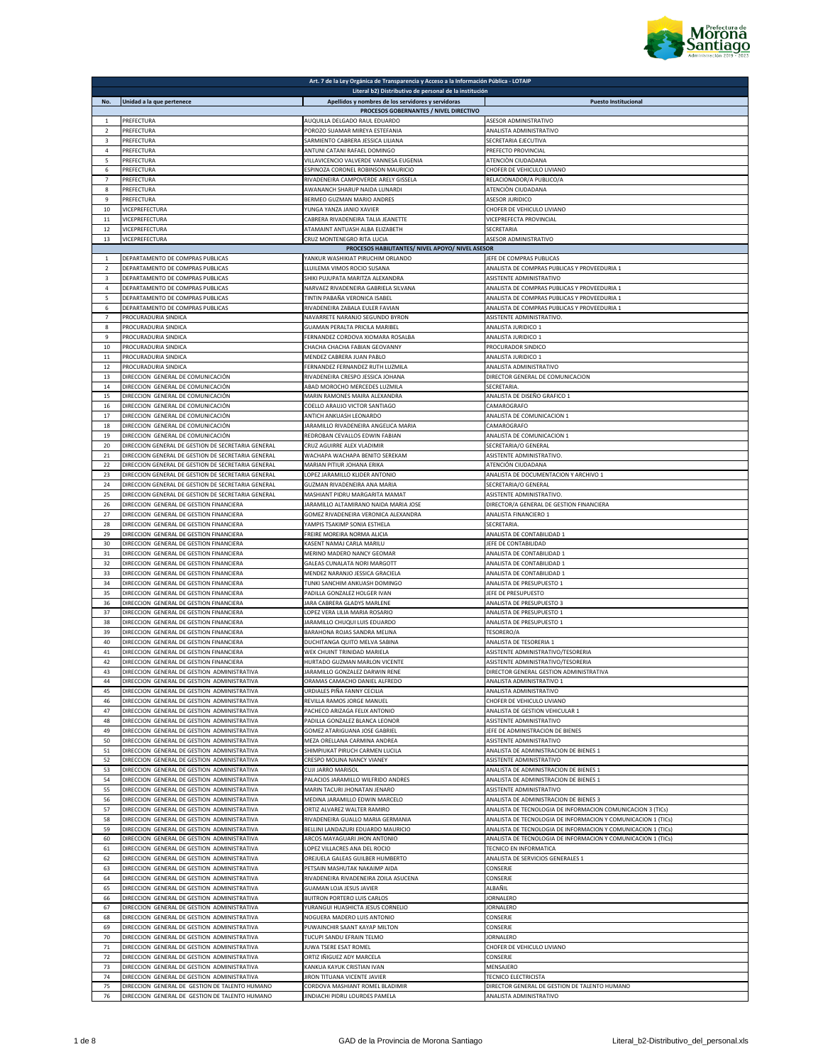| Art. 7 de la Ley Orgánica de Transparencia y Acceso a la Información Pública - LOTAIP | | | |
|---|---|---|---|
| Literal b2) Distributivo de personal de la institución | | | |
| No. | Unidad a la que pertenece | Apellidos y nombres de los servidores y servidoras | Puesto Institucional |
| | | PROCESOS GOBERNANTES / NIVEL DIRECTIVO | |
| 1 | PREFECTURA | AUQUILLA DELGADO RAUL EDUARDO | ASESOR ADMINISTRATIVO |
| 2 | PREFECTURA | POROZO SUAMAR MIREYA ESTEFANIA | ANALISTA ADMINISTRATIVO |
| 3 | PREFECTURA | SARMIENTO CABRERA JESSICA LILIANA | SECRETARIA EJECUTIVA |
| 4 | PREFECTURA | ANTUNI CATANI RAFAEL DOMINGO | PREFECTO PROVINCIAL |
| 5 | PREFECTURA | VILLAVICENCIO VALVERDE VANNESA EUGENIA | ATENCIÓN CIUDADANA |
| 6 | PREFECTURA | ESPINOZA CORONEL ROBINSON MAURICIO | CHOFER DE VEHICULO LIVIANO |
| 7 | PREFECTURA | RIVADENEIRA CAMPOVERDE ARELY GISSELA | RELACIONADOR/A PUBLICO/A |
| 8 | PREFECTURA | AWANANCH SHARUP NAIDA LUNARDI | ATENCIÓN CIUDADANA |
| 9 | PREFECTURA | BERMEO GUZMAN MARIO ANDRES | ASESOR JURIDICO |
| 10 | VICEPREFECTURA | YUNGA YANZA JANIO XAVIER | CHOFER DE VEHICULO LIVIANO |
| 11 | VICEPREFECTURA | CABRERA RIVADENEIRA TALIA JEANETTE | VICEPREFECTA PROVINCIAL |
| 12 | VICEPREFECTURA | ATAMAINT ANTUASH ALBA ELIZABETH | SECRETARIA |
| 13 | VICEPREFECTURA | CRUZ MONTENEGRO RITA LUCIA | ASESOR ADMINISTRATIVO |
| | | PROCESOS HABILITANTES/ NIVEL APOYO/ NIVEL ASESOR | |
| 1 | DEPARTAMENTO DE COMPRAS PUBLICAS | YANKUR WASHIKIAT PIRUCHIM ORLANDO | JEFE DE COMPRAS PUBLICAS |
| 2 | DEPARTAMENTO DE COMPRAS PUBLICAS | LLUILEMA VIMOS ROCIO SUSANA | ANALISTA DE COMPRAS PUBLICAS Y PROVEEDURIA 1 |
| 3 | DEPARTAMENTO DE COMPRAS PUBLICAS | SHIKI PUJUPATA MARITZA ALEXANDRA | ASISTENTE ADMINISTRATIVO |
| 4 | DEPARTAMENTO DE COMPRAS PUBLICAS | NARVAEZ RIVADENEIRA GABRIELA SILVANA | ANALISTA DE COMPRAS PUBLICAS Y PROVEEDURIA 1 |
| 5 | DEPARTAMENTO DE COMPRAS PUBLICAS | TINTIN PABAÑA VERONICA ISABEL | ANALISTA DE COMPRAS PUBLICAS Y PROVEEDURIA 1 |
| 6 | DEPARTAMENTO DE COMPRAS PUBLICAS | RIVADENEIRA ZABALA EULER FAVIAN | ANALISTA DE COMPRAS PUBLICAS Y PROVEEDURIA 1 |
| 7 | PROCURADURIA SINDICA | NAVARRETE NARANJO SEGUNDO BYRON | ASISTENTE ADMINISTRATIVO. |
| 8 | PROCURADURIA SINDICA | GUAMAN PERALTA PRICILA MARIBEL | ANALISTA JURIDICO 1 |
| 9 | PROCURADURIA SINDICA | FERNANDEZ CORDOVA XIOMARA ROSALBA | ANALISTA JURIDICO 1 |
| 10 | PROCURADURIA SINDICA | CHACHA CHACHA FABIAN GEOVANNY | PROCURADOR SINDICO |
| 11 | PROCURADURIA SINDICA | MENDEZ CABRERA JUAN PABLO | ANALISTA JURIDICO 1 |
| 12 | PROCURADURIA SINDICA | FERNANDEZ FERNANDEZ RUTH LUZMILA | ANALISTA ADMINISTRATIVO |
| 13 | DIRECCION GENERAL DE COMUNICACIÓN | RIVADENEIRA CRESPO JESSICA JOHANA | DIRECTOR GENERAL DE COMUNICACION |
| 14 | DIRECCION GENERAL DE COMUNICACIÓN | ABAD MOROCHO MERCEDES LUZMILA | SECRETARIA. |
| 15 | DIRECCION GENERAL DE COMUNICACIÓN | MARIN RAMONES MAIRA ALEXANDRA | ANALISTA DE DISEÑO GRAFICO 1 |
| 16 | DIRECCION GENERAL DE COMUNICACIÓN | COELLO ARAUJO VICTOR SANTIAGO | CAMAROGRAFO |
| 17 | DIRECCION GENERAL DE COMUNICACIÓN | ANTICH ANKUASH LEONARDO | ANALISTA DE COMUNICACION 1 |
| 18 | DIRECCION GENERAL DE COMUNICACIÓN | JARAMILLO RIVADENEIRA ANGELICA MARIA | CAMAROGRAFO |
| 19 | DIRECCION GENERAL DE COMUNICACIÓN | REDROBAN CEVALLOS EDWIN FABIAN | ANALISTA DE COMUNICACION 1 |
| 20 | DIRECCION GENERAL DE GESTION DE SECRETARIA GENERAL | CRUZ AGUIRRE ALEX VLADIMIR | SECRETARIA/O GENERAL |
| 21 | DIRECCION GENERAL DE GESTION DE SECRETARIA GENERAL | WACHAPA WACHAPA BENITO SEREKAM | ASISTENTE ADMINISTRATIVO. |
| 22 | DIRECCION GENERAL DE GESTION DE SECRETARIA GENERAL | MARIAN PITIUR JOHANA ERIKA | ATENCIÓN CIUDADANA |
| 23 | DIRECCION GENERAL DE GESTION DE SECRETARIA GENERAL | LOPEZ JARAMILLO KLIDER ANTONIO | ANALISTA DE DOCUMENTACION Y ARCHIVO 1 |
| 24 | DIRECCION GENERAL DE GESTION DE SECRETARIA GENERAL | GUZMAN RIVADENEIRA ANA MARIA | SECRETARIA/O GENERAL |
| 25 | DIRECCION GENERAL DE GESTION DE SECRETARIA GENERAL | MASHIANT PIDRU MARGARITA MAMAT | ASISTENTE ADMINISTRATIVO. |
| 26 | DIRECCION GENERAL DE GESTION FINANCIERA | JARAMILLO ALTAMIRANO NAIDA MARIA JOSE | DIRECTOR/A GENERAL DE GESTION FINANCIERA |
| 27 | DIRECCION GENERAL DE GESTION FINANCIERA | GOMEZ RIVADENEIRA VERONICA ALEXANDRA | ANALISTA FINANCIERO 1 |
| 28 | DIRECCION GENERAL DE GESTION FINANCIERA | YAMPIS TSAKIMP SONIA ESTHELA | SECRETARIA. |
| 29 | DIRECCION GENERAL DE GESTION FINANCIERA | FREIRE MOREIRA NORMA ALICIA | ANALISTA DE CONTABILIDAD 1 |
| 30 | DIRECCION GENERAL DE GESTION FINANCIERA | KASENT NAMAJ CARLA MARILU | JEFE DE CONTABILIDAD |
| 31 | DIRECCION GENERAL DE GESTION FINANCIERA | MERINO MADERO NANCY GEOMAR | ANALISTA DE CONTABILIDAD 1 |
| 32 | DIRECCION GENERAL DE GESTION FINANCIERA | GALEAS CUNALATA NORI MARGOTT | ANALISTA DE CONTABILIDAD 1 |
| 33 | DIRECCION GENERAL DE GESTION FINANCIERA | MENDEZ NARANJO JESSICA GRACIELA | ANALISTA DE CONTABILIDAD 1 |
| 34 | DIRECCION GENERAL DE GESTION FINANCIERA | TUNKI SANCHIM ANKUASH DOMINGO | ANALISTA DE PRESUPUESTO 1 |
| 35 | DIRECCION GENERAL DE GESTION FINANCIERA | PADILLA GONZALEZ HOLGER IVAN | JEFE DE PRESUPUESTO |
| 36 | DIRECCION GENERAL DE GESTION FINANCIERA | JARA CABRERA GLADYS MARLENE | ANALISTA DE PRESUPUESTO 3 |
| 37 | DIRECCION GENERAL DE GESTION FINANCIERA | LOPEZ VERA LILIA MARIA ROSARIO | ANALISTA DE PRESUPUESTO 1 |
| 38 | DIRECCION GENERAL DE GESTION FINANCIERA | JARAMILLO CHUQUI LUIS EDUARDO | ANALISTA DE PRESUPUESTO 1 |
| 39 | DIRECCION GENERAL DE GESTION FINANCIERA | BARAHONA ROJAS SANDRA MELINA | TESORERO/A |
| 40 | DIRECCION GENERAL DE GESTION FINANCIERA | DUCHITANGA QUITO MELVA SABINA | ANALISTA DE TESORERIA 1 |
| 41 | DIRECCION GENERAL DE GESTION FINANCIERA | WEK CHUINT TRINIDAD MARIELA | ASISTENTE ADMINISTRATIVO/TESORERIA |
| 42 | DIRECCION GENERAL DE GESTION FINANCIERA | HURTADO GUZMAN MARLON VICENTE | ASISTENTE ADMINISTRATIVO/TESORERIA |
| 43 | DIRECCION GENERAL DE GESTION ADMINISTRATIVA | JARAMILLO GONZALEZ DARWIN RENE | DIRECTOR GENERAL GESTION ADMINISTRATIVA |
| 44 | DIRECCION GENERAL DE GESTION ADMINISTRATIVA | ORAMAS CAMACHO DANIEL ALFREDO | ANALISTA ADMINISTRATIVO 1 |
| 45 | DIRECCION GENERAL DE GESTION ADMINISTRATIVA | URDIALES PIÑA FANNY CECILIA | ANALISTA ADMINISTRATIVO |
| 46 | DIRECCION GENERAL DE GESTION ADMINISTRATIVA | REVILLA RAMOS JORGE MANUEL | CHOFER DE VEHICULO LIVIANO |
| 47 | DIRECCION GENERAL DE GESTION ADMINISTRATIVA | PACHECO ARIZAGA FELIX ANTONIO | ANALISTA DE GESTION VEHICULAR 1 |
| 48 | DIRECCION GENERAL DE GESTION ADMINISTRATIVA | PADILLA GONZALEZ BLANCA LEONOR | ASISTENTE ADMINISTRATIVO |
| 49 | DIRECCION GENERAL DE GESTION ADMINISTRATIVA | GOMEZ ATARIGUANA JOSE GABRIEL | JEFE DE ADMINISTRACION DE BIENES |
| 50 | DIRECCION GENERAL DE GESTION ADMINISTRATIVA | MEZA ORELLANA CARMINA ANDREA | ASISTENTE ADMINISTRATIVO |
| 51 | DIRECCION GENERAL DE GESTION ADMINISTRATIVA | SHIMPIUKAT PIRUCH CARMEN LUCILA | ANALISTA DE ADMINISTRACION DE BIENES 1 |
| 52 | DIRECCION GENERAL DE GESTION ADMINISTRATIVA | CRESPO MOLINA NANCY VIANEY | ASISTENTE ADMINISTRATIVO |
| 53 | DIRECCION GENERAL DE GESTION ADMINISTRATIVA | CUJI JARRO MARISOL | ANALISTA DE ADMINISTRACION DE BIENES 1 |
| 54 | DIRECCION GENERAL DE GESTION ADMINISTRATIVA | PALACIOS JARAMILLO WILFRIDO ANDRES | ANALISTA DE ADMINISTRACION DE BIENES 1 |
| 55 | DIRECCION GENERAL DE GESTION ADMINISTRATIVA | MARIN TACURI JHONATAN JENARO | ASISTENTE ADMINISTRATIVO |
| 56 | DIRECCION GENERAL DE GESTION ADMINISTRATIVA | MEDINA JARAMILLO EDWIN MARCELO | ANALISTA DE ADMINISTRACION DE BIENES 3 |
| 57 | DIRECCION GENERAL DE GESTION ADMINISTRATIVA | ORTIZ ALVAREZ WALTER RAMIRO | ANALISTA DE TECNOLOGIA DE INFORMACION COMUNICACION 3 (TICs) |
| 58 | DIRECCION GENERAL DE GESTION ADMINISTRATIVA | RIVADENEIRA GUALLO MARIA GERMANIA | ANALISTA DE TECNOLOGIA DE INFORMACION Y COMUNICACION 1 (TICs) |
| 59 | DIRECCION GENERAL DE GESTION ADMINISTRATIVA | BELLINI LANDAZURI EDUARDO MAURICIO | ANALISTA DE TECNOLOGIA DE INFORMACION Y COMUNICACION 1 (TICs) |
| 60 | DIRECCION GENERAL DE GESTION ADMINISTRATIVA | ARCOS MAYAGUARI JHON ANTONIO | ANALISTA DE TECNOLOGIA DE INFORMACION Y COMUNICACION 1 (TICs) |
| 61 | DIRECCION GENERAL DE GESTION ADMINISTRATIVA | LOPEZ VILLACRES ANA DEL ROCIO | TECNICO EN INFORMATICA |
| 62 | DIRECCION GENERAL DE GESTION ADMINISTRATIVA | OREJUELA GALEAS GUILBER HUMBERTO | ANALISTA DE SERVICIOS GENERALES 1 |
| 63 | DIRECCION GENERAL DE GESTION ADMINISTRATIVA | PETSAIN MASHUTAK NAKAIMP AIDA | CONSERJE |
| 64 | DIRECCION GENERAL DE GESTION ADMINISTRATIVA | RIVADENEIRA RIVADENEIRA ZOILA ASUCENA | CONSERJE |
| 65 | DIRECCION GENERAL DE GESTION ADMINISTRATIVA | GUAMAN LOJA JESUS JAVIER | ALBAÑIL |
| 66 | DIRECCION GENERAL DE GESTION ADMINISTRATIVA | BUITRON PORTERO LUIS CARLOS | JORNALERO |
| 67 | DIRECCION GENERAL DE GESTION ADMINISTRATIVA | YURANGUI HUASHICTA JESUS CORNELIO | JORNALERO |
| 68 | DIRECCION GENERAL DE GESTION ADMINISTRATIVA | NOGUERA MADERO LUIS ANTONIO | CONSERJE |
| 69 | DIRECCION GENERAL DE GESTION ADMINISTRATIVA | PUWAINCHIR SAANT KAYAP MILTON | CONSERJE |
| 70 | DIRECCION GENERAL DE GESTION ADMINISTRATIVA | TUCUPI SANDU EFRAIN TELMO | JORNALERO |
| 71 | DIRECCION GENERAL DE GESTION ADMINISTRATIVA | JUWA TSERE ESAT ROMEL | CHOFER DE VEHICULO LIVIANO |
| 72 | DIRECCION GENERAL DE GESTION ADMINISTRATIVA | ORTIZ IÑIGUEZ ADY MARCELA | CONSERJE |
| 73 | DIRECCION GENERAL DE GESTION ADMINISTRATIVA | KANKUA KAYUK CRISTIAN IVAN | MENSAJERO |
| 74 | DIRECCION GENERAL DE GESTION ADMINISTRATIVA | JIRON TITUANA VICENTE JAVIER | TECNICO ELECTRICISTA |
| 75 | DIRECCION GENERAL DE GESTION DE TALENTO HUMANO | CORDOVA MASHIANT ROMEL BLADIMIR | DIRECTOR GENERAL DE GESTION DE TALENTO HUMANO |
| 76 | DIRECCION GENERAL DE GESTION DE TALENTO HUMANO | JINDIACHI PIDRU LOURDES PAMELA | ANALISTA ADMINISTRATIVO |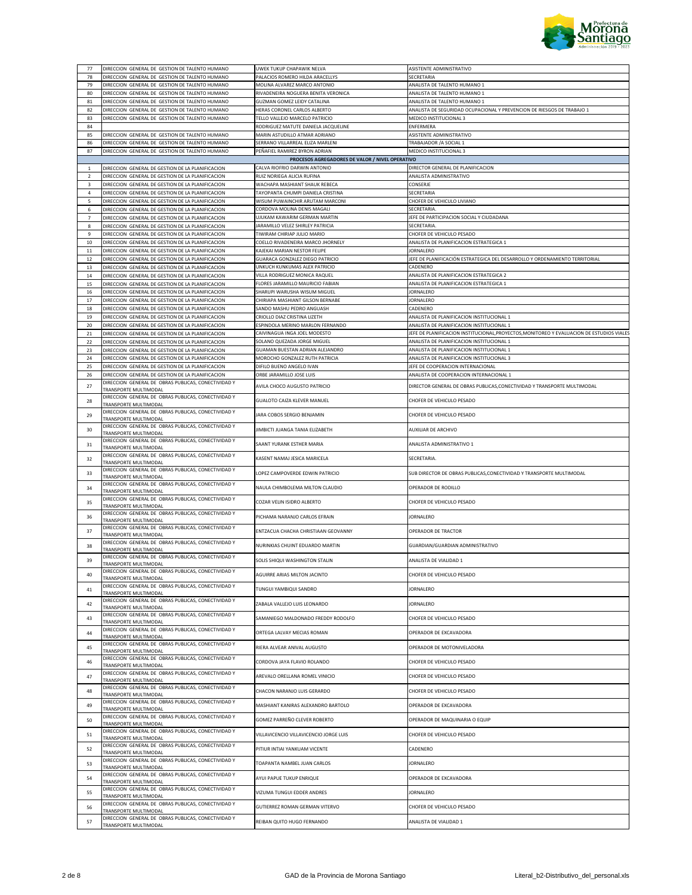| | | | |
|---|---|---|---|
| 77 | DIRECCION GENERAL DE GESTION DE TALENTO HUMANO | UWEK TUKUP CHAPAWIK NELVA | ASISTENTE ADMINISTRATIVO |
| 78 | DIRECCION GENERAL DE GESTION DE TALENTO HUMANO | PALACIOS ROMERO HILDA ARACELLYS | SECRETARIA |
| 79 | DIRECCION GENERAL DE GESTION DE TALENTO HUMANO | MOLINA ALVAREZ MARCO ANTONIO | ANALISTA DE TALENTO HUMANO 1 |
| 80 | DIRECCION GENERAL DE GESTION DE TALENTO HUMANO | RIVADENEIRA NOGUERA BENITA VERONICA | ANALISTA DE TALENTO HUMANO 1 |
| 81 | DIRECCION GENERAL DE GESTION DE TALENTO HUMANO | GUZMAN GOMEZ LEIDY CATALINA | ANALISTA DE TALENTO HUMANO 1 |
| 82 | DIRECCION GENERAL DE GESTION DE TALENTO HUMANO | HERAS CORONEL CARLOS ALBERTO | ANALISTA DE SEGURIDAD OCUPACIONAL Y PREVENCION DE RIESGOS DE TRABAJO 1 |
| 83 | DIRECCION GENERAL DE GESTION DE TALENTO HUMANO | TELLO VALLEJO MARCELO PATRICIO | MEDICO INSTITUCIONAL 3 |
| 84 | | RODRIGUEZ MATUTE DANIELA JACQUELINE | ENFERMERA |
| 85 | DIRECCION GENERAL DE GESTION DE TALENTO HUMANO | MARIN ASTUDILLO ATMAR ADRIANO | ASISTENTE ADMINISTRATIVO |
| 86 | DIRECCION GENERAL DE GESTION DE TALENTO HUMANO | SERRANO VILLARREAL ELIZA MARLENI | TRABAJADOR /A SOCIAL 1 |
| 87 | DIRECCION GENERAL DE GESTION DE TALENTO HUMANO | PEÑAFIEL RAMIREZ BYRON ADRIAN | MEDICO INSTITUCIONAL 3 |
| | | **PROCESOS AGREGADORES DE VALOR / NIVEL OPERATIVO** | |
| 1 | DIRECCION GENERAL DE GESTION DE LA PLANIFICACION | CALVA RIOFRIO DARWIN ANTONIO | DIRECTOR GENERAL DE PLANIFICACION |
| 2 | DIRECCION GENERAL DE GESTION DE LA PLANIFICACION | RUIZ NORIEGA ALICIA RUFINA | ANALISTA ADMINISTRATIVO |
| 3 | DIRECCION GENERAL DE GESTION DE LA PLANIFICACION | WACHAPA MASHIANT SHAUK REBECA | CONSERJE |
| 4 | DIRECCION GENERAL DE GESTION DE LA PLANIFICACION | TAYOPANTA CHUMPI DANIELA CRISTINA | SECRETARIA |
| 5 | DIRECCION GENERAL DE GESTION DE LA PLANIFICACION | WISUM PUWAINCHIR ARUTAM MARCONI | CHOFER DE VEHICULO LIVIANO |
| 6 | DIRECCION GENERAL DE GESTION DE LA PLANIFICACION | CORDOVA MOLINA DENIS MAGALI | SECRETARIA. |
| 7 | DIRECCION GENERAL DE GESTION DE LA PLANIFICACION | UJUKAM KAWARIM GERMAN MARTIN | JEFE DE PARTICIPACION SOCIAL Y CIUDADANA |
| 8 | DIRECCION GENERAL DE GESTION DE LA PLANIFICACION | JARAMILLO VELEZ SHIRLEY PATRICIA | SECRETARIA. |
| 9 | DIRECCION GENERAL DE GESTION DE LA PLANIFICACION | TIWIRAM CHIRIAP JULIO MARIO | CHOFER DE VEHICULO PESADO |
| 10 | DIRECCION GENERAL DE GESTION DE LA PLANIFICACION | COELLO RIVADENEIRA MARCO JHORNELY | ANALISTA DE PLANIFICACION ESTRATEGICA 1 |
| 11 | DIRECCION GENERAL DE GESTION DE LA PLANIFICACION | KAJEKAI MARIAN NESTOR FELIPE | JORNALERO |
| 12 | DIRECCION GENERAL DE GESTION DE LA PLANIFICACION | GUARACA GONZALEZ DIEGO PATRICIO | JEFE DE PLANIFICACIÓN ESTRATEGICA DEL DESARROLLO Y ORDENAMIENTO TERRITORIAL |
| 13 | DIRECCION GENERAL DE GESTION DE LA PLANIFICACION | UNKUCH KUNKUMAS ALEX PATRICIO | CADENERO |
| 14 | DIRECCION GENERAL DE GESTION DE LA PLANIFICACION | VILLA RODRIGUEZ MONICA RAQUEL | ANALISTA DE PLANIFICACION ESTRATEGICA 2 |
| 15 | DIRECCION GENERAL DE GESTION DE LA PLANIFICACION | FLORES JARAMILLO MAURICIO FABIAN | ANALISTA DE PLANIFICACION ESTRATEGICA 1 |
| 16 | DIRECCION GENERAL DE GESTION DE LA PLANIFICACION | SHARUPI WARUSHA WISUM MIGUEL | JORNALERO |
| 17 | DIRECCION GENERAL DE GESTION DE LA PLANIFICACION | CHIRIAPA MASHIANT GILSON BERNABE | JORNALERO |
| 18 | DIRECCION GENERAL DE GESTION DE LA PLANIFICACION | SANDO MASHU PEDRO ANGUASH | CADENERO |
| 19 | DIRECCION GENERAL DE GESTION DE LA PLANIFICACION | CRIOLLO DIAZ CRISTINA LIZETH | ANALISTA DE PLANIFICACION INSTITUCIONAL 1 |
| 20 | DIRECCION GENERAL DE GESTION DE LA PLANIFICACION | ESPINDOLA MERINO MARLON FERNANDO | ANALISTA DE PLANIFICACION INSTITUCIONAL 1 |
| 21 | DIRECCION GENERAL DE GESTION DE LA PLANIFICACION | CAIVINAGUA INGA JOEL MODESTO | JEFE DE PLANIFICACION INSTITUCIONAL,PROYECTOS,MONITOREO Y EVALUACION DE ESTUDIOS VIALES |
| 22 | DIRECCION GENERAL DE GESTION DE LA PLANIFICACION | SOLANO QUEZADA JORGE MIGUEL | ANALISTA DE PLANIFICACION INSTITUCIONAL 1 |
| 23 | DIRECCION GENERAL DE GESTION DE LA PLANIFICACION | GUAMAN BUESTAN ADRIAN ALEJANDRO | ANALISTA DE PLANIFICACION INSTITUCIONAL 1 |
| 24 | DIRECCION GENERAL DE GESTION DE LA PLANIFICACION | MOROCHO GONZALEZ RUTH PATRICIA | ANALISTA DE PLANIFICACION INSTITUCIONAL 3 |
| 25 | DIRECCION GENERAL DE GESTION DE LA PLANIFICACION | DIFILO BUENO ANGELO IVAN | JEFE DE COOPERACION INTERNACIONAL |
| 26 | DIRECCION GENERAL DE GESTION DE LA PLANIFICACION | ORBE JARAMILLO JOSE LUIS | ANALISTA DE COOPERACION INTERNACIONAL 1 |
| 27 | DIRECCION GENERAL DE OBRAS PUBLICAS, CONECTIVIDAD Y TRANSPORTE MULTIMODAL | AVILA CHOCO AUGUSTO PATRICIO | DIRECTOR GENERAL DE OBRAS PUBLICAS,CONECTIVIDAD Y TRANSPORTE MULTIMODAL |
| 28 | DIRECCION GENERAL DE OBRAS PUBLICAS, CONECTIVIDAD Y TRANSPORTE MULTIMODAL | GUALOTO CAIZA KLEVER MANUEL | CHOFER DE VEHICULO PESADO |
| 29 | DIRECCION GENERAL DE OBRAS PUBLICAS, CONECTIVIDAD Y TRANSPORTE MULTIMODAL | JARA COBOS SERGIO BENJAMIN | CHOFER DE VEHICULO PESADO |
| 30 | DIRECCION GENERAL DE OBRAS PUBLICAS, CONECTIVIDAD Y TRANSPORTE MULTIMODAL | JIMBICTI JUANGA TANIA ELIZABETH | AUXILIAR DE ARCHIVO |
| 31 | DIRECCION GENERAL DE OBRAS PUBLICAS, CONECTIVIDAD Y TRANSPORTE MULTIMODAL | SAANT YURANK ESTHER MARIA | ANALISTA ADMINISTRATIVO 1 |
| 32 | DIRECCION GENERAL DE OBRAS PUBLICAS, CONECTIVIDAD Y TRANSPORTE MULTIMODAL | KASENT NAMAJ JESICA MARICELA | SECRETARIA. |
| 33 | DIRECCION GENERAL DE OBRAS PUBLICAS, CONECTIVIDAD Y TRANSPORTE MULTIMODAL | LOPEZ CAMPOVERDE EDWIN PATRICIO | SUB DIRECTOR DE OBRAS PUBLICAS,CONECTIVIDAD Y TRANSPORTE MULTIMODAL |
| 34 | DIRECCION GENERAL DE OBRAS PUBLICAS, CONECTIVIDAD Y TRANSPORTE MULTIMODAL | NAULA CHIMBOLEMA MILTON CLAUDIO | OPERADOR DE RODILLO |
| 35 | DIRECCION GENERAL DE OBRAS PUBLICAS, CONECTIVIDAD Y TRANSPORTE MULTIMODAL | COZAR VELIN ISIDRO ALBERTO | CHOFER DE VEHICULO PESADO |
| 36 | DIRECCION GENERAL DE OBRAS PUBLICAS, CONECTIVIDAD Y TRANSPORTE MULTIMODAL | PICHAMA NARANJO CARLOS EFRAIN | JORNALERO |
| 37 | DIRECCION GENERAL DE OBRAS PUBLICAS, CONECTIVIDAD Y TRANSPORTE MULTIMODAL | ENTZACUA CHACHA CHRISTIAAN GEOVANNY | OPERADOR DE TRACTOR |
| 38 | DIRECCION GENERAL DE OBRAS PUBLICAS, CONECTIVIDAD Y TRANSPORTE MULTIMODAL | NURINKIAS CHUINT EDUARDO MARTIN | GUARDIAN/GUARDIAN ADMINISTRATIVO |
| 39 | DIRECCION GENERAL DE OBRAS PUBLICAS, CONECTIVIDAD Y TRANSPORTE MULTIMODAL | SOLIS SHIQUI WASHINGTON STALIN | ANALISTA DE VIALIDAD 1 |
| 40 | DIRECCION GENERAL DE OBRAS PUBLICAS, CONECTIVIDAD Y TRANSPORTE MULTIMODAL | AGUIRRE ARIAS MILTON JACINTO | CHOFER DE VEHICULO PESADO |
| 41 | DIRECCION GENERAL DE OBRAS PUBLICAS, CONECTIVIDAD Y TRANSPORTE MULTIMODAL | TUNGUI YAMBIQUI SANDRO | JORNALERO |
| 42 | DIRECCION GENERAL DE OBRAS PUBLICAS, CONECTIVIDAD Y TRANSPORTE MULTIMODAL | ZABALA VALLEJO LUIS LEONARDO | JORNALERO |
| 43 | DIRECCION GENERAL DE OBRAS PUBLICAS, CONECTIVIDAD Y TRANSPORTE MULTIMODAL | SAMANIEGO MALDONADO FREDDY RODOLFO | CHOFER DE VEHICULO PESADO |
| 44 | DIRECCION GENERAL DE OBRAS PUBLICAS, CONECTIVIDAD Y TRANSPORTE MULTIMODAL | ORTEGA LALVAY MECIAS ROMAN | OPERADOR DE EXCAVADORA |
| 45 | DIRECCION GENERAL DE OBRAS PUBLICAS, CONECTIVIDAD Y TRANSPORTE MULTIMODAL | RIERA ALVEAR ANIVAL AUGUSTO | OPERADOR DE MOTONIVELADORA |
| 46 | DIRECCION GENERAL DE OBRAS PUBLICAS, CONECTIVIDAD Y TRANSPORTE MULTIMODAL | CORDOVA JAYA FLAVIO ROLANDO | CHOFER DE VEHICULO PESADO |
| 47 | DIRECCION GENERAL DE OBRAS PUBLICAS, CONECTIVIDAD Y TRANSPORTE MULTIMODAL | AREVALO ORELLANA ROMEL VINICIO | CHOFER DE VEHICULO PESADO |
| 48 | DIRECCION GENERAL DE OBRAS PUBLICAS, CONECTIVIDAD Y TRANSPORTE MULTIMODAL | CHACON NARANJO LUIS GERARDO | CHOFER DE VEHICULO PESADO |
| 49 | DIRECCION GENERAL DE OBRAS PUBLICAS, CONECTIVIDAD Y TRANSPORTE MULTIMODAL | MASHIANT KANIRAS ALEXANDRO BARTOLO | OPERADOR DE EXCAVADORA |
| 50 | DIRECCION GENERAL DE OBRAS PUBLICAS, CONECTIVIDAD Y TRANSPORTE MULTIMODAL | GOMEZ PARREÑO CLEVER ROBERTO | OPERADOR DE MAQUINARIA O EQUIP |
| 51 | DIRECCION GENERAL DE OBRAS PUBLICAS, CONECTIVIDAD Y TRANSPORTE MULTIMODAL | VILLAVICENCIO VILLAVICENCIO JORGE LUIS | CHOFER DE VEHICULO PESADO |
| 52 | DIRECCION GENERAL DE OBRAS PUBLICAS, CONECTIVIDAD Y TRANSPORTE MULTIMODAL | PITIUR INTIAI YANKUAM VICENTE | CADENERO |
| 53 | DIRECCION GENERAL DE OBRAS PUBLICAS, CONECTIVIDAD Y TRANSPORTE MULTIMODAL | TOAPANTA NAMBEL JUAN CARLOS | JORNALERO |
| 54 | DIRECCION GENERAL DE OBRAS PUBLICAS, CONECTIVIDAD Y TRANSPORTE MULTIMODAL | AYUI PAPUE TUKUP ENRIQUE | OPERADOR DE EXCAVADORA |
| 55 | DIRECCION GENERAL DE OBRAS PUBLICAS, CONECTIVIDAD Y TRANSPORTE MULTIMODAL | VIZUMA TUNGUI EDDER ANDRES | JORNALERO |
| 56 | DIRECCION GENERAL DE OBRAS PUBLICAS, CONECTIVIDAD Y TRANSPORTE MULTIMODAL | GUTIERREZ ROMAN GERMAN VITERVO | CHOFER DE VEHICULO PESADO |
| 57 | DIRECCION GENERAL DE OBRAS PUBLICAS, CONECTIVIDAD Y TRANSPORTE MULTIMODAL | REIBAN QUITO HUGO FERNANDO | ANALISTA DE VIALIDAD 1 |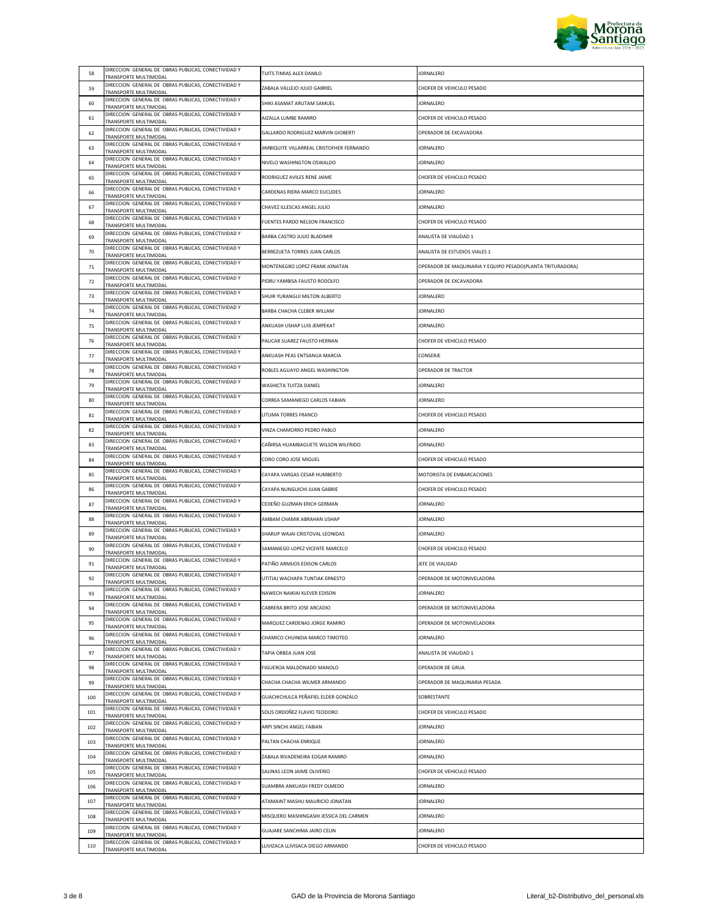| | | | |
|---|---|---|---|
| 58 | DIRECCION GENERAL DE OBRAS PUBLICAS, CONECTIVIDAD Y TRANSPORTE MULTIMODAL | TUITS TIMIAS ALEX DANILO | JORNALERO |
| 59 | DIRECCION GENERAL DE OBRAS PUBLICAS, CONECTIVIDAD Y TRANSPORTE MULTIMODAL | ZABALA VALLEJO JULIO GABRIEL | CHOFER DE VEHICULO PESADO |
| 60 | DIRECCION GENERAL DE OBRAS PUBLICAS, CONECTIVIDAD Y TRANSPORTE MULTIMODAL | SHIKI ASAMAT ARUTAM SAMUEL | JORNALERO |
| 61 | DIRECCION GENERAL DE OBRAS PUBLICAS, CONECTIVIDAD Y TRANSPORTE MULTIMODAL | AIZALLA LUMBE RAMIRO | CHOFER DE VEHICULO PESADO |
| 62 | DIRECCION GENERAL DE OBRAS PUBLICAS, CONECTIVIDAD Y TRANSPORTE MULTIMODAL | GALLARDO RODRIGUEZ MARVIN GIOBERTI | OPERADOR DE EXCAVADORA |
| 63 | DIRECCION GENERAL DE OBRAS PUBLICAS, CONECTIVIDAD Y TRANSPORTE MULTIMODAL | JIMBIQUITE VILLARREAL CRISTOFHER FERNANDO | JORNALERO |
| 64 | DIRECCION GENERAL DE OBRAS PUBLICAS, CONECTIVIDAD Y TRANSPORTE MULTIMODAL | NIVELO WASHINGTON OSWALDO | JORNALERO |
| 65 | DIRECCION GENERAL DE OBRAS PUBLICAS, CONECTIVIDAD Y TRANSPORTE MULTIMODAL | RODRIGUEZ AVILES RENE JAIME | CHOFER DE VEHICULO PESADO |
| 66 | DIRECCION GENERAL DE OBRAS PUBLICAS, CONECTIVIDAD Y TRANSPORTE MULTIMODAL | CARDENAS RIERA MARCO EUCLIDES | JORNALERO |
| 67 | DIRECCION GENERAL DE OBRAS PUBLICAS, CONECTIVIDAD Y TRANSPORTE MULTIMODAL | CHAVEZ ILLESCAS ANGEL JULIO | JORNALERO |
| 68 | DIRECCION GENERAL DE OBRAS PUBLICAS, CONECTIVIDAD Y TRANSPORTE MULTIMODAL | FUENTES PARDO NELSON FRANCISCO | CHOFER DE VEHICULO PESADO |
| 69 | DIRECCION GENERAL DE OBRAS PUBLICAS, CONECTIVIDAD Y TRANSPORTE MULTIMODAL | BARBA CASTRO JULIO BLADIMIR | ANALISTA DE VIALIDAD 1 |
| 70 | DIRECCION GENERAL DE OBRAS PUBLICAS, CONECTIVIDAD Y TRANSPORTE MULTIMODAL | BERREZUETA TORRES JUAN CARLOS | ANALISTA DE ESTUDIOS VIALES 1 |
| 71 | DIRECCION GENERAL DE OBRAS PUBLICAS, CONECTIVIDAD Y TRANSPORTE MULTIMODAL | MONTENEGRO LOPEZ FRANK JONATAN | OPERADOR DE MAQUINARIA Y EQUIPO PESADO(PLANTA TRITURADORA) |
| 72 | DIRECCION GENERAL DE OBRAS PUBLICAS, CONECTIVIDAD Y TRANSPORTE MULTIMODAL | PIDRU YAMBISA FAUSTO RODOLFO | OPERADOR DE EXCAVADORA |
| 73 | DIRECCION GENERAL DE OBRAS PUBLICAS, CONECTIVIDAD Y TRANSPORTE MULTIMODAL | SHUIR YURANGUI MILTON ALBERTO | JORNALERO |
| 74 | DIRECCION GENERAL DE OBRAS PUBLICAS, CONECTIVIDAD Y TRANSPORTE MULTIMODAL | BARBA CHACHA CLEBER WILLAM | JORNALERO |
| 75 | DIRECCION GENERAL DE OBRAS PUBLICAS, CONECTIVIDAD Y TRANSPORTE MULTIMODAL | ANKUASH USHAP LUIS JEMPEKAT | JORNALERO |
| 76 | DIRECCION GENERAL DE OBRAS PUBLICAS, CONECTIVIDAD Y TRANSPORTE MULTIMODAL | PAUCAR SUAREZ FAUSTO HERNAN | CHOFER DE VEHICULO PESADO |
| 77 | DIRECCION GENERAL DE OBRAS PUBLICAS, CONECTIVIDAD Y TRANSPORTE MULTIMODAL | ANKUASH PEAS ENTSANUA MARCIA | CONSERJE |
| 78 | DIRECCION GENERAL DE OBRAS PUBLICAS, CONECTIVIDAD Y TRANSPORTE MULTIMODAL | ROBLES AGUAYO ANGEL WASHINGTON | OPERADOR DE TRACTOR |
| 79 | DIRECCION GENERAL DE OBRAS PUBLICAS, CONECTIVIDAD Y TRANSPORTE MULTIMODAL | WASHICTA TUITZA DANIEL | JORNALERO |
| 80 | DIRECCION GENERAL DE OBRAS PUBLICAS, CONECTIVIDAD Y TRANSPORTE MULTIMODAL | CORREA SAMANIEGO CARLOS FABIAN | JORNALERO |
| 81 | DIRECCION GENERAL DE OBRAS PUBLICAS, CONECTIVIDAD Y TRANSPORTE MULTIMODAL | LITUMA TORRES FRANCO | CHOFER DE VEHICULO PESADO |
| 82 | DIRECCION GENERAL DE OBRAS PUBLICAS, CONECTIVIDAD Y TRANSPORTE MULTIMODAL | VINZA CHAMORRO PEDRO PABLO | JORNALERO |
| 83 | DIRECCION GENERAL DE OBRAS PUBLICAS, CONECTIVIDAD Y TRANSPORTE MULTIMODAL | CAÑIRSA HUAMBAGUETE WILSON WILFRIDO | JORNALERO |
| 84 | DIRECCION GENERAL DE OBRAS PUBLICAS, CONECTIVIDAD Y TRANSPORTE MULTIMODAL | CORO CORO JOSE MIGUEL | CHOFER DE VEHICULO PESADO |
| 85 | DIRECCION GENERAL DE OBRAS PUBLICAS, CONECTIVIDAD Y TRANSPORTE MULTIMODAL | CAYAPA VARGAS CESAR HUMBERTO | MOTORISTA DE EMBARCACIONES |
| 86 | DIRECCION GENERAL DE OBRAS PUBLICAS, CONECTIVIDAD Y TRANSPORTE MULTIMODAL | CAYAPA NUNGUICHI JUAN GABRIE | CHOFER DE VEHICULO PESADO |
| 87 | DIRECCION GENERAL DE OBRAS PUBLICAS, CONECTIVIDAD Y TRANSPORTE MULTIMODAL | CEDEÑO GUZMAN ERICH GERMAN | JORNALERO |
| 88 | DIRECCION GENERAL DE OBRAS PUBLICAS, CONECTIVIDAD Y TRANSPORTE MULTIMODAL | AMBAM CHAMIK ABRAHAN USHAP | JORNALERO |
| 89 | DIRECCION GENERAL DE OBRAS PUBLICAS, CONECTIVIDAD Y TRANSPORTE MULTIMODAL | SHARUP WAJAI CRISTOVAL LEONIDAS | JORNALERO |
| 90 | DIRECCION GENERAL DE OBRAS PUBLICAS, CONECTIVIDAD Y TRANSPORTE MULTIMODAL | SAMANIEGO LOPEZ VICENTE MARCELO | CHOFER DE VEHICULO PESADO |
| 91 | DIRECCION GENERAL DE OBRAS PUBLICAS, CONECTIVIDAD Y TRANSPORTE MULTIMODAL | PATIÑO ARMIJOS EDISON CARLOS | JEFE DE VIALIDAD |
| 92 | DIRECCION GENERAL DE OBRAS PUBLICAS, CONECTIVIDAD Y TRANSPORTE MULTIMODAL | UTITIAJ WACHAPA TUNTIAK ERNESTO | OPERADOR DE MOTONIVELADORA |
| 93 | DIRECCION GENERAL DE OBRAS PUBLICAS, CONECTIVIDAD Y TRANSPORTE MULTIMODAL | NAWECH NAIKIAI KLEVER EDISON | JORNALERO |
| 94 | DIRECCION GENERAL DE OBRAS PUBLICAS, CONECTIVIDAD Y TRANSPORTE MULTIMODAL | CABRERA BRITO JOSE ARCADIO | OPERADOR DE MOTONIVELADORA |
| 95 | DIRECCION GENERAL DE OBRAS PUBLICAS, CONECTIVIDAD Y TRANSPORTE MULTIMODAL | MARQUEZ CARDENAS JORGE RAMIRO | OPERADOR DE MOTONIVELADORA |
| 96 | DIRECCION GENERAL DE OBRAS PUBLICAS, CONECTIVIDAD Y TRANSPORTE MULTIMODAL | CHAMICO CHUINDIA MARCO TIMOTEO | JORNALERO |
| 97 | DIRECCION GENERAL DE OBRAS PUBLICAS, CONECTIVIDAD Y TRANSPORTE MULTIMODAL | TAPIA ORBEA JUAN JOSE | ANALISTA DE VIALIDAD 1 |
| 98 | DIRECCION GENERAL DE OBRAS PUBLICAS, CONECTIVIDAD Y TRANSPORTE MULTIMODAL | FIGUEROA MALDONADO MANOLO | OPERADOR DE GRUA |
| 99 | DIRECCION GENERAL DE OBRAS PUBLICAS, CONECTIVIDAD Y TRANSPORTE MULTIMODAL | CHACHA CHACHA WILMER ARMANDO | OPERADOR DE MAQUINARIA PESADA |
| 100 | DIRECCION GENERAL DE OBRAS PUBLICAS, CONECTIVIDAD Y TRANSPORTE MULTIMODAL | GUACHICHULCA PEÑAFIEL ELDER GONZALO | SOBRESTANTE |
| 101 | DIRECCION GENERAL DE OBRAS PUBLICAS, CONECTIVIDAD Y TRANSPORTE MULTIMODAL | SOLIS ORDOÑEZ FLAVIO TEODORO | CHOFER DE VEHICULO PESADO |
| 102 | DIRECCION GENERAL DE OBRAS PUBLICAS, CONECTIVIDAD Y TRANSPORTE MULTIMODAL | ARPI SINCHI ANGEL FABIAN | JORNALERO |
| 103 | DIRECCION GENERAL DE OBRAS PUBLICAS, CONECTIVIDAD Y TRANSPORTE MULTIMODAL | PALTAN CHACHA ENRIQUE | JORNALERO |
| 104 | DIRECCION GENERAL DE OBRAS PUBLICAS, CONECTIVIDAD Y TRANSPORTE MULTIMODAL | ZABALA RIVADENEIRA EDGAR RAMIRO | JORNALERO |
| 105 | DIRECCION GENERAL DE OBRAS PUBLICAS, CONECTIVIDAD Y TRANSPORTE MULTIMODAL | SALINAS LEON JAIME OLIVERIO | CHOFER DE VEHICULO PESADO |
| 106 | DIRECCION GENERAL DE OBRAS PUBLICAS, CONECTIVIDAD Y TRANSPORTE MULTIMODAL | SUAMBRA ANKUASH FREDY OLMEDO | JORNALERO |
| 107 | DIRECCION GENERAL DE OBRAS PUBLICAS, CONECTIVIDAD Y TRANSPORTE MULTIMODAL | ATAMAINT MASHU MAURICIO JONATAN | JORNALERO |
| 108 | DIRECCION GENERAL DE OBRAS PUBLICAS, CONECTIVIDAD Y TRANSPORTE MULTIMODAL | MISQUERO MASHINGASHI JESSICA DEL CARMEN | JORNALERO |
| 109 | DIRECCION GENERAL DE OBRAS PUBLICAS, CONECTIVIDAD Y TRANSPORTE MULTIMODAL | GUAJARE SANCHIMA JAIRO CELIN | JORNALERO |
| 110 | DIRECCION GENERAL DE OBRAS PUBLICAS, CONECTIVIDAD Y TRANSPORTE MULTIMODAL | LLIVIZACA LLIVISACA DIEGO ARMANDO | CHOFER DE VEHICULO PESADO |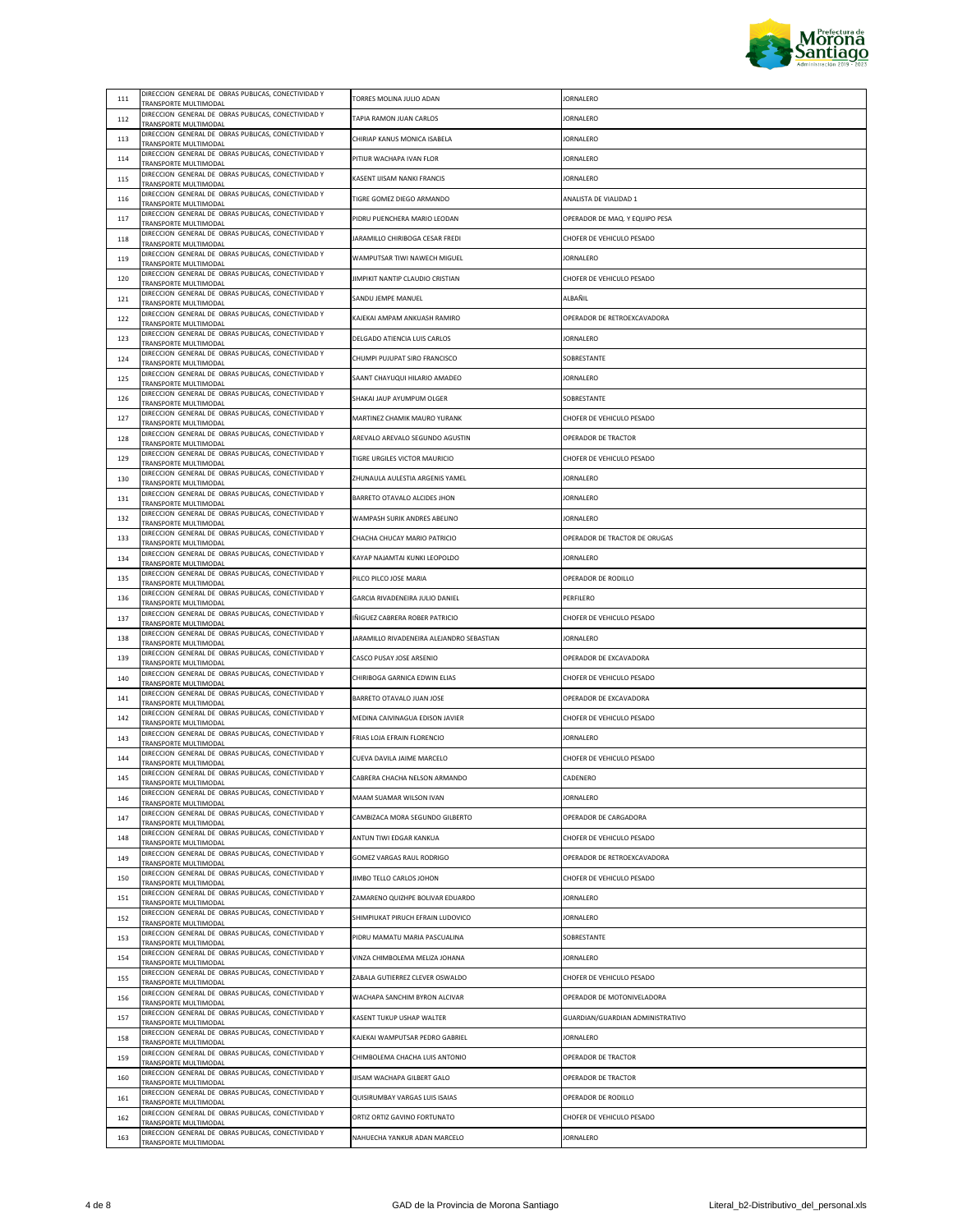| | | | |
|---|---|---|---|
| 111 | DIRECCION GENERAL DE OBRAS PUBLICAS, CONECTIVIDAD Y TRANSPORTE MULTIMODAL | TORRES MOLINA JULIO ADAN | JORNALERO |
| 112 | DIRECCION GENERAL DE OBRAS PUBLICAS, CONECTIVIDAD Y TRANSPORTE MULTIMODAL | TAPIA RAMON JUAN CARLOS | JORNALERO |
| 113 | DIRECCION GENERAL DE OBRAS PUBLICAS, CONECTIVIDAD Y TRANSPORTE MULTIMODAL | CHIRIAP KANUS MONICA ISABELA | JORNALERO |
| 114 | DIRECCION GENERAL DE OBRAS PUBLICAS, CONECTIVIDAD Y TRANSPORTE MULTIMODAL | PITIUR WACHAPA IVAN FLOR | JORNALERO |
| 115 | DIRECCION GENERAL DE OBRAS PUBLICAS, CONECTIVIDAD Y TRANSPORTE MULTIMODAL | KASENT IJISAM NANKI FRANCIS | JORNALERO |
| 116 | DIRECCION GENERAL DE OBRAS PUBLICAS, CONECTIVIDAD Y TRANSPORTE MULTIMODAL | TIGRE GOMEZ DIEGO ARMANDO | ANALISTA DE VIALIDAD 1 |
| 117 | DIRECCION GENERAL DE OBRAS PUBLICAS, CONECTIVIDAD Y TRANSPORTE MULTIMODAL | PIDRU PUENCHERA MARIO LEODAN | OPERADOR DE MAQ. Y EQUIPO PESA |
| 118 | DIRECCION GENERAL DE OBRAS PUBLICAS, CONECTIVIDAD Y TRANSPORTE MULTIMODAL | JARAMILLO CHIRIBOGA CESAR FREDI | CHOFER DE VEHICULO PESADO |
| 119 | DIRECCION GENERAL DE OBRAS PUBLICAS, CONECTIVIDAD Y TRANSPORTE MULTIMODAL | WAMPUTSAR TIWI NAWECH MIGUEL | JORNALERO |
| 120 | DIRECCION GENERAL DE OBRAS PUBLICAS, CONECTIVIDAD Y TRANSPORTE MULTIMODAL | JIMPIKIT NANTIP CLAUDIO CRISTIAN | CHOFER DE VEHICULO PESADO |
| 121 | DIRECCION GENERAL DE OBRAS PUBLICAS, CONECTIVIDAD Y TRANSPORTE MULTIMODAL | SANDU JEMPE MANUEL | ALBAÑIL |
| 122 | DIRECCION GENERAL DE OBRAS PUBLICAS, CONECTIVIDAD Y TRANSPORTE MULTIMODAL | KAJEKAI AMPAM ANKUASH RAMIRO | OPERADOR DE RETROEXCAVADORA |
| 123 | DIRECCION GENERAL DE OBRAS PUBLICAS, CONECTIVIDAD Y TRANSPORTE MULTIMODAL | DELGADO ATIENCIA LUIS CARLOS | JORNALERO |
| 124 | DIRECCION GENERAL DE OBRAS PUBLICAS, CONECTIVIDAD Y TRANSPORTE MULTIMODAL | CHUMPI PUJUPAT SIRO FRANCISCO | SOBRESTANTE |
| 125 | DIRECCION GENERAL DE OBRAS PUBLICAS, CONECTIVIDAD Y TRANSPORTE MULTIMODAL | SAANT CHAYUQUI HILARIO AMADEO | JORNALERO |
| 126 | DIRECCION GENERAL DE OBRAS PUBLICAS, CONECTIVIDAD Y TRANSPORTE MULTIMODAL | SHAKAI JAUP AYUMPUM OLGER | SOBRESTANTE |
| 127 | DIRECCION GENERAL DE OBRAS PUBLICAS, CONECTIVIDAD Y TRANSPORTE MULTIMODAL | MARTINEZ CHAMIK MAURO YURANK | CHOFER DE VEHICULO PESADO |
| 128 | DIRECCION GENERAL DE OBRAS PUBLICAS, CONECTIVIDAD Y TRANSPORTE MULTIMODAL | AREVALO AREVALO SEGUNDO AGUSTIN | OPERADOR DE TRACTOR |
| 129 | DIRECCION GENERAL DE OBRAS PUBLICAS, CONECTIVIDAD Y TRANSPORTE MULTIMODAL | TIGRE URGILES VICTOR MAURICIO | CHOFER DE VEHICULO PESADO |
| 130 | DIRECCION GENERAL DE OBRAS PUBLICAS, CONECTIVIDAD Y TRANSPORTE MULTIMODAL | ZHUNAULA AULESTIA ARGENIS YAMEL | JORNALERO |
| 131 | DIRECCION GENERAL DE OBRAS PUBLICAS, CONECTIVIDAD Y TRANSPORTE MULTIMODAL | BARRETO OTAVALO ALCIDES JHON | JORNALERO |
| 132 | DIRECCION GENERAL DE OBRAS PUBLICAS, CONECTIVIDAD Y TRANSPORTE MULTIMODAL | WAMPASH SURIK ANDRES ABELINO | JORNALERO |
| 133 | DIRECCION GENERAL DE OBRAS PUBLICAS, CONECTIVIDAD Y TRANSPORTE MULTIMODAL | CHACHA CHUCAY MARIO PATRICIO | OPERADOR DE TRACTOR DE ORUGAS |
| 134 | DIRECCION GENERAL DE OBRAS PUBLICAS, CONECTIVIDAD Y TRANSPORTE MULTIMODAL | KAYAP NAJAMTAI KUNKI LEOPOLDO | JORNALERO |
| 135 | DIRECCION GENERAL DE OBRAS PUBLICAS, CONECTIVIDAD Y TRANSPORTE MULTIMODAL | PILCO PILCO JOSE MARIA | OPERADOR DE RODILLO |
| 136 | DIRECCION GENERAL DE OBRAS PUBLICAS, CONECTIVIDAD Y TRANSPORTE MULTIMODAL | GARCIA RIVADENEIRA JULIO DANIEL | PERFILERO |
| 137 | DIRECCION GENERAL DE OBRAS PUBLICAS, CONECTIVIDAD Y TRANSPORTE MULTIMODAL | IÑIGUEZ CABRERA ROBER PATRICIO | CHOFER DE VEHICULO PESADO |
| 138 | DIRECCION GENERAL DE OBRAS PUBLICAS, CONECTIVIDAD Y TRANSPORTE MULTIMODAL | JARAMILLO RIVADENEIRA ALEJANDRO SEBASTIAN | JORNALERO |
| 139 | DIRECCION GENERAL DE OBRAS PUBLICAS, CONECTIVIDAD Y TRANSPORTE MULTIMODAL | CASCO PUSAY JOSE ARSENIO | OPERADOR DE EXCAVADORA |
| 140 | DIRECCION GENERAL DE OBRAS PUBLICAS, CONECTIVIDAD Y TRANSPORTE MULTIMODAL | CHIRIBOGA GARNICA EDWIN ELIAS | CHOFER DE VEHICULO PESADO |
| 141 | DIRECCION GENERAL DE OBRAS PUBLICAS, CONECTIVIDAD Y TRANSPORTE MULTIMODAL | BARRETO OTAVALO JUAN JOSE | OPERADOR DE EXCAVADORA |
| 142 | DIRECCION GENERAL DE OBRAS PUBLICAS, CONECTIVIDAD Y TRANSPORTE MULTIMODAL | MEDINA CAIVINAGUA EDISON JAVIER | CHOFER DE VEHICULO PESADO |
| 143 | DIRECCION GENERAL DE OBRAS PUBLICAS, CONECTIVIDAD Y TRANSPORTE MULTIMODAL | FRIAS LOJA EFRAIN FLORENCIO | JORNALERO |
| 144 | DIRECCION GENERAL DE OBRAS PUBLICAS, CONECTIVIDAD Y TRANSPORTE MULTIMODAL | CUEVA DAVILA JAIME MARCELO | CHOFER DE VEHICULO PESADO |
| 145 | DIRECCION GENERAL DE OBRAS PUBLICAS, CONECTIVIDAD Y TRANSPORTE MULTIMODAL | CABRERA CHACHA NELSON ARMANDO | CADENERO |
| 146 | DIRECCION GENERAL DE OBRAS PUBLICAS, CONECTIVIDAD Y TRANSPORTE MULTIMODAL | MAAM SUAMAR WILSON IVAN | JORNALERO |
| 147 | DIRECCION GENERAL DE OBRAS PUBLICAS, CONECTIVIDAD Y TRANSPORTE MULTIMODAL | CAMBIZACA MORA SEGUNDO GILBERTO | OPERADOR DE CARGADORA |
| 148 | DIRECCION GENERAL DE OBRAS PUBLICAS, CONECTIVIDAD Y TRANSPORTE MULTIMODAL | ANTUN TIWI EDGAR KANKUA | CHOFER DE VEHICULO PESADO |
| 149 | DIRECCION GENERAL DE OBRAS PUBLICAS, CONECTIVIDAD Y TRANSPORTE MULTIMODAL | GOMEZ VARGAS RAUL RODRIGO | OPERADOR DE RETROEXCAVADORA |
| 150 | DIRECCION GENERAL DE OBRAS PUBLICAS, CONECTIVIDAD Y TRANSPORTE MULTIMODAL | JIMBO TELLO CARLOS JOHON | CHOFER DE VEHICULO PESADO |
| 151 | DIRECCION GENERAL DE OBRAS PUBLICAS, CONECTIVIDAD Y TRANSPORTE MULTIMODAL | ZAMARENO QUIZHPE BOLIVAR EDUARDO | JORNALERO |
| 152 | DIRECCION GENERAL DE OBRAS PUBLICAS, CONECTIVIDAD Y TRANSPORTE MULTIMODAL | SHIMPIUKAT PIRUCH EFRAIN LUDOVICO | JORNALERO |
| 153 | DIRECCION GENERAL DE OBRAS PUBLICAS, CONECTIVIDAD Y TRANSPORTE MULTIMODAL | PIDRU MAMATU MARIA PASCUALINA | SOBRESTANTE |
| 154 | DIRECCION GENERAL DE OBRAS PUBLICAS, CONECTIVIDAD Y TRANSPORTE MULTIMODAL | VINZA CHIMBOLEMA MELIZA JOHANA | JORNALERO |
| 155 | DIRECCION GENERAL DE OBRAS PUBLICAS, CONECTIVIDAD Y TRANSPORTE MULTIMODAL | ZABALA GUTIERREZ CLEVER OSWALDO | CHOFER DE VEHICULO PESADO |
| 156 | DIRECCION GENERAL DE OBRAS PUBLICAS, CONECTIVIDAD Y TRANSPORTE MULTIMODAL | WACHAPA SANCHIM BYRON ALCIVAR | OPERADOR DE MOTONIVELADORA |
| 157 | DIRECCION GENERAL DE OBRAS PUBLICAS, CONECTIVIDAD Y TRANSPORTE MULTIMODAL | KASENT TUKUP USHAP WALTER | GUARDIAN/GUARDIAN ADMINISTRATIVO |
| 158 | DIRECCION GENERAL DE OBRAS PUBLICAS, CONECTIVIDAD Y TRANSPORTE MULTIMODAL | KAJEKAI WAMPUTSAR PEDRO GABRIEL | JORNALERO |
| 159 | DIRECCION GENERAL DE OBRAS PUBLICAS, CONECTIVIDAD Y TRANSPORTE MULTIMODAL | CHIMBOLEMA CHACHA LUIS ANTONIO | OPERADOR DE TRACTOR |
| 160 | DIRECCION GENERAL DE OBRAS PUBLICAS, CONECTIVIDAD Y TRANSPORTE MULTIMODAL | IJISAM WACHAPA GILBERT GALO | OPERADOR DE TRACTOR |
| 161 | DIRECCION GENERAL DE OBRAS PUBLICAS, CONECTIVIDAD Y TRANSPORTE MULTIMODAL | QUISIRUMBAY VARGAS LUIS ISAIAS | OPERADOR DE RODILLO |
| 162 | DIRECCION GENERAL DE OBRAS PUBLICAS, CONECTIVIDAD Y TRANSPORTE MULTIMODAL | ORTIZ ORTIZ GAVINO FORTUNATO | CHOFER DE VEHICULO PESADO |
| 163 | DIRECCION GENERAL DE OBRAS PUBLICAS, CONECTIVIDAD Y TRANSPORTE MULTIMODAL | NAHUECHA YANKUR ADAN MARCELO | JORNALERO |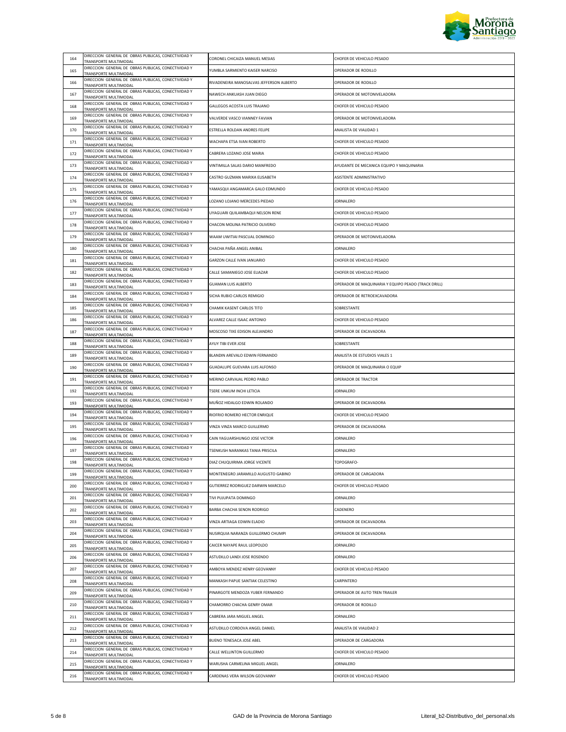| | | | |
|---|---|---|---|
| 164 | DIRECCION GENERAL DE OBRAS PUBLICAS, CONECTIVIDAD Y TRANSPORTE MULTIMODAL | CORONEL CHICAIZA MANUEL MESIAS | CHOFER DE VEHICULO PESADO |
| 165 | DIRECCION GENERAL DE OBRAS PUBLICAS, CONECTIVIDAD Y TRANSPORTE MULTIMODAL | YUMBLA SARMIENTO KAISER NARCISO | OPERADOR DE RODILLO |
| 166 | DIRECCION GENERAL DE OBRAS PUBLICAS, CONECTIVIDAD Y TRANSPORTE MULTIMODAL | RIVADENEIRA MANOSALVAS JEFFERSON ALBERTO | OPERADOR DE RODILLO |
| 167 | DIRECCION GENERAL DE OBRAS PUBLICAS, CONECTIVIDAD Y TRANSPORTE MULTIMODAL | NAWECH ANKUASH JUAN DIEGO | OPERADOR DE MOTONIVELADORA |
| 168 | DIRECCION GENERAL DE OBRAS PUBLICAS, CONECTIVIDAD Y TRANSPORTE MULTIMODAL | GALLEGOS ACOSTA LUIS TRAJANO | CHOFER DE VEHICULO PESADO |
| 169 | DIRECCION GENERAL DE OBRAS PUBLICAS, CONECTIVIDAD Y TRANSPORTE MULTIMODAL | VALVERDE VASCO VIANNEY FAVIAN | OPERADOR DE MOTONIVELADORA |
| 170 | DIRECCION GENERAL DE OBRAS PUBLICAS, CONECTIVIDAD Y TRANSPORTE MULTIMODAL | ESTRELLA ROLDAN ANDRES FELIPE | ANALISTA DE VIALIDAD 1 |
| 171 | DIRECCION GENERAL DE OBRAS PUBLICAS, CONECTIVIDAD Y TRANSPORTE MULTIMODAL | WACHAPA ETSA IVAN ROBERTO | CHOFER DE VEHICULO PESADO |
| 172 | DIRECCION GENERAL DE OBRAS PUBLICAS, CONECTIVIDAD Y TRANSPORTE MULTIMODAL | CABRERA LOZANO JOSE MARIA | CHOFER DE VEHICULO PESADO |
| 173 | DIRECCION GENERAL DE OBRAS PUBLICAS, CONECTIVIDAD Y TRANSPORTE MULTIMODAL | VINTIMILLA SALAS DARIO MANFREDO | AYUDANTE DE MECANICA EQUIPO Y MAQUINARIA |
| 174 | DIRECCION GENERAL DE OBRAS PUBLICAS, CONECTIVIDAD Y TRANSPORTE MULTIMODAL | CASTRO GUZMAN MARIXA ELISABETH | ASISTENTE ADMINISTRATIVO |
| 175 | DIRECCION GENERAL DE OBRAS PUBLICAS, CONECTIVIDAD Y TRANSPORTE MULTIMODAL | YAMASQUI ANGAMARCA GALO EDMUNDO | CHOFER DE VEHICULO PESADO |
| 176 | DIRECCION GENERAL DE OBRAS PUBLICAS, CONECTIVIDAD Y TRANSPORTE MULTIMODAL | LOZANO LOJANO MERCEDES PIEDAD | JORNALERO |
| 177 | DIRECCION GENERAL DE OBRAS PUBLICAS, CONECTIVIDAD Y TRANSPORTE MULTIMODAL | UYAGUARI QUILAMBAQUI NELSON RENE | CHOFER DE VEHICULO PESADO |
| 178 | DIRECCION GENERAL DE OBRAS PUBLICAS, CONECTIVIDAD Y TRANSPORTE MULTIMODAL | CHACON MOLINA PATRICIO OLIVERIO | CHOFER DE VEHICULO PESADO |
| 179 | DIRECCION GENERAL DE OBRAS PUBLICAS, CONECTIVIDAD Y TRANSPORTE MULTIMODAL | WAAM UWITIAI PASCUAL DOMINGO | OPERADOR DE MOTONIVELADORA |
| 180 | DIRECCION GENERAL DE OBRAS PUBLICAS, CONECTIVIDAD Y TRANSPORTE MULTIMODAL | CHACHA PAÑA ANGEL ANIBAL | JORNALERO |
| 181 | DIRECCION GENERAL DE OBRAS PUBLICAS, CONECTIVIDAD Y TRANSPORTE MULTIMODAL | GARZON CALLE IVAN JANUARIO | CHOFER DE VEHICULO PESADO |
| 182 | DIRECCION GENERAL DE OBRAS PUBLICAS, CONECTIVIDAD Y TRANSPORTE MULTIMODAL | CALLE SAMANIEGO JOSE ELIAZAR | CHOFER DE VEHICULO PESADO |
| 183 | DIRECCION GENERAL DE OBRAS PUBLICAS, CONECTIVIDAD Y TRANSPORTE MULTIMODAL | GUAMAN LUIS ALBERTO | OPERADOR DE MAQUINARIA Y EQUIPO PEADO (TRACK DRILL) |
| 184 | DIRECCION GENERAL DE OBRAS PUBLICAS, CONECTIVIDAD Y TRANSPORTE MULTIMODAL | SICHA RUBIO CARLOS REMIGIO | OPERADOR DE RETROEXCAVADORA |
| 185 | DIRECCION GENERAL DE OBRAS PUBLICAS, CONECTIVIDAD Y TRANSPORTE MULTIMODAL | CHAMIK KASENT CARLOS TITO | SOBRESTANTE |
| 186 | DIRECCION GENERAL DE OBRAS PUBLICAS, CONECTIVIDAD Y TRANSPORTE MULTIMODAL | ALVAREZ CALLE ISAAC ANTONIO | CHOFER DE VEHICULO PESADO |
| 187 | DIRECCION GENERAL DE OBRAS PUBLICAS, CONECTIVIDAD Y TRANSPORTE MULTIMODAL | MOSCOSO TIXE EDISON ALEJANDRO | OPERADOR DE EXCAVADORA |
| 188 | DIRECCION GENERAL DE OBRAS PUBLICAS, CONECTIVIDAD Y TRANSPORTE MULTIMODAL | AYUY TIBI EVER JOSE | SOBRESTANTE |
| 189 | DIRECCION GENERAL DE OBRAS PUBLICAS, CONECTIVIDAD Y TRANSPORTE MULTIMODAL | BLANDIN AREVALO EDWIN FERNANDO | ANALISTA DE ESTUDIOS VIALES 1 |
| 190 | DIRECCION GENERAL DE OBRAS PUBLICAS, CONECTIVIDAD Y TRANSPORTE MULTIMODAL | GUADALUPE GUEVARA LUIS ALFONSO | OPERADOR DE MAQUINARIA O EQUIP |
| 191 | DIRECCION GENERAL DE OBRAS PUBLICAS, CONECTIVIDAD Y TRANSPORTE MULTIMODAL | MERINO CARVAJAL PEDRO PABLO | OPERADOR DE TRACTOR |
| 192 | DIRECCION GENERAL DE OBRAS PUBLICAS, CONECTIVIDAD Y TRANSPORTE MULTIMODAL | TSERE UNKUM INCHI LETICIA | JORNALERO |
| 193 | DIRECCION GENERAL DE OBRAS PUBLICAS, CONECTIVIDAD Y TRANSPORTE MULTIMODAL | MUÑOZ HIDALGO EDWIN ROLANDO | OPERADOR DE EXCAVADORA |
| 194 | DIRECCION GENERAL DE OBRAS PUBLICAS, CONECTIVIDAD Y TRANSPORTE MULTIMODAL | RIOFRIO ROMERO HECTOR ENRIQUE | CHOFER DE VEHICULO PESADO |
| 195 | DIRECCION GENERAL DE OBRAS PUBLICAS, CONECTIVIDAD Y TRANSPORTE MULTIMODAL | VINZA VINZA MARCO GUILLERMO | OPERADOR DE EXCAVADORA |
| 196 | DIRECCION GENERAL DE OBRAS PUBLICAS, CONECTIVIDAD Y TRANSPORTE MULTIMODAL | CAIN YAGUARSHUNGO JOSE VICTOR | JORNALERO |
| 197 | DIRECCION GENERAL DE OBRAS PUBLICAS, CONECTIVIDAD Y TRANSPORTE MULTIMODAL | TSENKUSH NARANKAS TANIA PRISCILA | JORNALERO |
| 198 | DIRECCION GENERAL DE OBRAS PUBLICAS, CONECTIVIDAD Y TRANSPORTE MULTIMODAL | DIAZ CHUQUIRIMA JORGE VICENTE | TOPOGRAFO- |
| 199 | DIRECCION GENERAL DE OBRAS PUBLICAS, CONECTIVIDAD Y TRANSPORTE MULTIMODAL | MONTENEGRO JARAMILLO AUGUSTO GABINO | OPERADOR DE CARGADORA |
| 200 | DIRECCION GENERAL DE OBRAS PUBLICAS, CONECTIVIDAD Y TRANSPORTE MULTIMODAL | GUTIERREZ RODRIGUEZ DARWIN MARCELO | CHOFER DE VEHICULO PESADO |
| 201 | DIRECCION GENERAL DE OBRAS PUBLICAS, CONECTIVIDAD Y TRANSPORTE MULTIMODAL | TIVI PUJUPATA DOMINGO | JORNALERO |
| 202 | DIRECCION GENERAL DE OBRAS PUBLICAS, CONECTIVIDAD Y TRANSPORTE MULTIMODAL | BARBA CHACHA SENON RODRIGO | CADENERO |
| 203 | DIRECCION GENERAL DE OBRAS PUBLICAS, CONECTIVIDAD Y TRANSPORTE MULTIMODAL | VINZA ARTIAGA EDWIN ELADIO | OPERADOR DE EXCAVADORA |
| 204 | DIRECCION GENERAL DE OBRAS PUBLICAS, CONECTIVIDAD Y TRANSPORTE MULTIMODAL | NUSIRQUIA NARANZA GUILLERMO CHUMPI | OPERADOR DE EXCAVADORA |
| 205 | DIRECCION GENERAL DE OBRAS PUBLICAS, CONECTIVIDAD Y TRANSPORTE MULTIMODAL | CAICER NAYAPE RAUL LEOPOLDO | JORNALERO |
| 206 | DIRECCION GENERAL DE OBRAS PUBLICAS, CONECTIVIDAD Y TRANSPORTE MULTIMODAL | ASTUDILLO LANDI JOSE ROSENDO | JORNALERO |
| 207 | DIRECCION GENERAL DE OBRAS PUBLICAS, CONECTIVIDAD Y TRANSPORTE MULTIMODAL | AMBOYA MENDEZ HENRY GEOVANNY | CHOFER DE VEHICULO PESADO |
| 208 | DIRECCION GENERAL DE OBRAS PUBLICAS, CONECTIVIDAD Y TRANSPORTE MULTIMODAL | MANKASH PAPUE SANTIAK CELESTINO | CARPINTERO |
| 209 | DIRECCION GENERAL DE OBRAS PUBLICAS, CONECTIVIDAD Y TRANSPORTE MULTIMODAL | PINARGOTE MENDOZA YUBER FERNANDO | OPERADOR DE AUTO TREN TRAILER |
| 210 | DIRECCION GENERAL DE OBRAS PUBLICAS, CONECTIVIDAD Y TRANSPORTE MULTIMODAL | CHAMORRO CHACHA GENRY OMAR | OPERADOR DE RODILLO |
| 211 | DIRECCION GENERAL DE OBRAS PUBLICAS, CONECTIVIDAD Y TRANSPORTE MULTIMODAL | CABRERA JARA MIGUEL ANGEL | JORNALERO |
| 212 | DIRECCION GENERAL DE OBRAS PUBLICAS, CONECTIVIDAD Y TRANSPORTE MULTIMODAL | ASTUDILLO CORDOVA ANGEL DANIEL | ANALISTA DE VIALIDAD 2 |
| 213 | DIRECCION GENERAL DE OBRAS PUBLICAS, CONECTIVIDAD Y TRANSPORTE MULTIMODAL | BUENO TENESACA JOSE ABEL | OPERADOR DE CARGADORA |
| 214 | DIRECCION GENERAL DE OBRAS PUBLICAS, CONECTIVIDAD Y TRANSPORTE MULTIMODAL | CALLE WELLINTON GUILLERMO | CHOFER DE VEHICULO PESADO |
| 215 | DIRECCION GENERAL DE OBRAS PUBLICAS, CONECTIVIDAD Y TRANSPORTE MULTIMODAL | WARUSHA CARMELINA MIGUEL ANGEL | JORNALERO |
| 216 | DIRECCION GENERAL DE OBRAS PUBLICAS, CONECTIVIDAD Y TRANSPORTE MULTIMODAL | CARDENAS VERA WILSON GEOVANNY | CHOFER DE VEHICULO PESADO |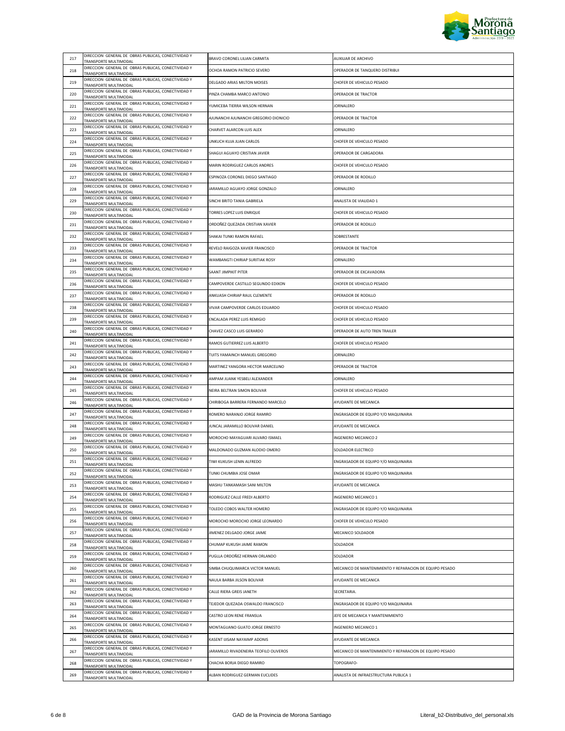| | | | |
|---|---|---|---|
| 217 | DIRECCION GENERAL DE OBRAS PUBLICAS, CONECTIVIDAD Y TRANSPORTE MULTIMODAL | BRAVO CORONEL LILIAN CARMITA | AUXILIAR DE ARCHIVO |
| 218 | DIRECCION GENERAL DE OBRAS PUBLICAS, CONECTIVIDAD Y TRANSPORTE MULTIMODAL | OCHOA RAMON PATRICIO SEVERO | OPERADOR DE TANQUERO DISTRIBUI |
| 219 | DIRECCION GENERAL DE OBRAS PUBLICAS, CONECTIVIDAD Y TRANSPORTE MULTIMODAL | DELGADO ARIAS MILTON MOISES | CHOFER DE VEHICULO PESADO |
| 220 | DIRECCION GENERAL DE OBRAS PUBLICAS, CONECTIVIDAD Y TRANSPORTE MULTIMODAL | PINZA CHAMBA MARCO ANTONIO | OPERADOR DE TRACTOR |
| 221 | DIRECCION GENERAL DE OBRAS PUBLICAS, CONECTIVIDAD Y TRANSPORTE MULTIMODAL | YUMICEBA TIERRA WILSON HERNAN | JORNALERO |
| 222 | DIRECCION GENERAL DE OBRAS PUBLICAS, CONECTIVIDAD Y TRANSPORTE MULTIMODAL | AJUNANCHI AJUNANCHI GREGORIO DIONICIO | OPERADOR DE TRACTOR |
| 223 | DIRECCION GENERAL DE OBRAS PUBLICAS, CONECTIVIDAD Y TRANSPORTE MULTIMODAL | CHARVET ALARCON LUIS ALEX | JORNALERO |
| 224 | DIRECCION GENERAL DE OBRAS PUBLICAS, CONECTIVIDAD Y TRANSPORTE MULTIMODAL | UNKUCH KUJA JUAN CARLOS | CHOFER DE VEHICULO PESADO |
| 225 | DIRECCION GENERAL DE OBRAS PUBLICAS, CONECTIVIDAD Y TRANSPORTE MULTIMODAL | SHAGUI AGUAYO CRISTIAN JAVIER | OPERADOR DE CARGADORA |
| 226 | DIRECCION GENERAL DE OBRAS PUBLICAS, CONECTIVIDAD Y TRANSPORTE MULTIMODAL | MARIN RODRIGUEZ CARLOS ANDRES | CHOFER DE VEHICULO PESADO |
| 227 | DIRECCION GENERAL DE OBRAS PUBLICAS, CONECTIVIDAD Y TRANSPORTE MULTIMODAL | ESPINOZA CORONEL DIEGO SANTIAGO | OPERADOR DE RODILLO |
| 228 | DIRECCION GENERAL DE OBRAS PUBLICAS, CONECTIVIDAD Y TRANSPORTE MULTIMODAL | JARAMILLO AGUAYO JORGE GONZALO | JORNALERO |
| 229 | DIRECCION GENERAL DE OBRAS PUBLICAS, CONECTIVIDAD Y TRANSPORTE MULTIMODAL | SINCHI BRITO TANIA GABRIELA | ANALISTA DE VIALIDAD 1 |
| 230 | DIRECCION GENERAL DE OBRAS PUBLICAS, CONECTIVIDAD Y TRANSPORTE MULTIMODAL | TORRES LOPEZ LUIS ENRIQUE | CHOFER DE VEHICULO PESADO |
| 231 | DIRECCION GENERAL DE OBRAS PUBLICAS, CONECTIVIDAD Y TRANSPORTE MULTIMODAL | ORDOÑEZ QUEZADA CRISTIAN XAVIER | OPERADOR DE RODILLO |
| 232 | DIRECCION GENERAL DE OBRAS PUBLICAS, CONECTIVIDAD Y TRANSPORTE MULTIMODAL | SHAKAI TUNKI RAMON RAFAEL | SOBRESTANTE |
| 233 | DIRECCION GENERAL DE OBRAS PUBLICAS, CONECTIVIDAD Y TRANSPORTE MULTIMODAL | REVELO RAIGOZA XAVIER FRANCISCO | OPERADOR DE TRACTOR |
| 234 | DIRECCION GENERAL DE OBRAS PUBLICAS, CONECTIVIDAD Y TRANSPORTE MULTIMODAL | WAMBANGTI CHIRIAP SURITIAK ROSY | JORNALERO |
| 235 | DIRECCION GENERAL DE OBRAS PUBLICAS, CONECTIVIDAD Y TRANSPORTE MULTIMODAL | SAANT JIMPIKIT PITER | OPERADOR DE EXCAVADORA |
| 236 | DIRECCION GENERAL DE OBRAS PUBLICAS, CONECTIVIDAD Y TRANSPORTE MULTIMODAL | CAMPOVERDE CASTILLO SEGUNDO EDIXON | CHOFER DE VEHICULO PESADO |
| 237 | DIRECCION GENERAL DE OBRAS PUBLICAS, CONECTIVIDAD Y TRANSPORTE MULTIMODAL | ANKUASH CHIRIAP RAUL CLEMENTE | OPERADOR DE RODILLO |
| 238 | DIRECCION GENERAL DE OBRAS PUBLICAS, CONECTIVIDAD Y TRANSPORTE MULTIMODAL | VIVAR CAMPOVERDE CARLOS EDUARDO | CHOFER DE VEHICULO PESADO |
| 239 | DIRECCION GENERAL DE OBRAS PUBLICAS, CONECTIVIDAD Y TRANSPORTE MULTIMODAL | ENCALADA PEREZ LUIS REMIGIO | CHOFER DE VEHICULO PESADO |
| 240 | DIRECCION GENERAL DE OBRAS PUBLICAS, CONECTIVIDAD Y TRANSPORTE MULTIMODAL | CHAVEZ CASCO LUIS GERARDO | OPERADOR DE AUTO TREN TRAILER |
| 241 | DIRECCION GENERAL DE OBRAS PUBLICAS, CONECTIVIDAD Y TRANSPORTE MULTIMODAL | RAMOS GUTIERREZ LUIS ALBERTO | CHOFER DE VEHICULO PESADO |
| 242 | DIRECCION GENERAL DE OBRAS PUBLICAS, CONECTIVIDAD Y TRANSPORTE MULTIMODAL | TUITS YAMAINCH MANUEL GREGORIO | JORNALERO |
| 243 | DIRECCION GENERAL DE OBRAS PUBLICAS, CONECTIVIDAD Y TRANSPORTE MULTIMODAL | MARTINEZ YANGORA HECTOR MARCELINO | OPERADOR DE TRACTOR |
| 244 | DIRECCION GENERAL DE OBRAS PUBLICAS, CONECTIVIDAD Y TRANSPORTE MULTIMODAL | AMPAM JUANK YESBELI ALEXANDER | JORNALERO |
| 245 | DIRECCION GENERAL DE OBRAS PUBLICAS, CONECTIVIDAD Y TRANSPORTE MULTIMODAL | NEIRA BELTRAN SIMON BOLIVAR | CHOFER DE VEHICULO PESADO |
| 246 | DIRECCION GENERAL DE OBRAS PUBLICAS, CONECTIVIDAD Y TRANSPORTE MULTIMODAL | CHIRIBOGA BARRERA FERNANDO MARCELO | AYUDANTE DE MECANICA |
| 247 | DIRECCION GENERAL DE OBRAS PUBLICAS, CONECTIVIDAD Y TRANSPORTE MULTIMODAL | ROMERO NARANJO JORGE RAMIRO | ENGRASADOR DE EQUIPO Y/O MAQUINARIA |
| 248 | DIRECCION GENERAL DE OBRAS PUBLICAS, CONECTIVIDAD Y TRANSPORTE MULTIMODAL | JUNCAL JARAMILLO BOLIVAR DANIEL | AYUDANTE DE MECANICA |
| 249 | DIRECCION GENERAL DE OBRAS PUBLICAS, CONECTIVIDAD Y TRANSPORTE MULTIMODAL | MOROCHO MAYAGUARI ALVARO ISMAEL | INGENIERO MECANICO 2 |
| 250 | DIRECCION GENERAL DE OBRAS PUBLICAS, CONECTIVIDAD Y TRANSPORTE MULTIMODAL | MALDONADO GUZMAN ALODIO OMERO | SOLDADOR ELECTRICO |
| 251 | DIRECCION GENERAL DE OBRAS PUBLICAS, CONECTIVIDAD Y TRANSPORTE MULTIMODAL | TIWI KUKUSH LENIN ALFREDO | ENGRASADOR DE EQUIPO Y/O MAQUINARIA |
| 252 | DIRECCION GENERAL DE OBRAS PUBLICAS, CONECTIVIDAD Y TRANSPORTE MULTIMODAL | TUNKI CHUMBIA JOSE OMAR | ENGRASADOR DE EQUIPO Y/O MAQUINARIA |
| 253 | DIRECCION GENERAL DE OBRAS PUBLICAS, CONECTIVIDAD Y TRANSPORTE MULTIMODAL | MASHU TANKAMASH SANI MILTON | AYUDANTE DE MECANICA |
| 254 | DIRECCION GENERAL DE OBRAS PUBLICAS, CONECTIVIDAD Y TRANSPORTE MULTIMODAL | RODRIGUEZ CALLE FREDI ALBERTO | INGENIERO MECANICO 1 |
| 255 | DIRECCION GENERAL DE OBRAS PUBLICAS, CONECTIVIDAD Y TRANSPORTE MULTIMODAL | TOLEDO COBOS WALTER HOMERO | ENGRASADOR DE EQUIPO Y/O MAQUINARIA |
| 256 | DIRECCION GENERAL DE OBRAS PUBLICAS, CONECTIVIDAD Y TRANSPORTE MULTIMODAL | MOROCHO MOROCHO JORGE LEONARDO | CHOFER DE VEHICULO PESADO |
| 257 | DIRECCION GENERAL DE OBRAS PUBLICAS, CONECTIVIDAD Y TRANSPORTE MULTIMODAL | JIMENEZ DELGADO JORGE JAIME | MECANICO SOLDADOR |
| 258 | DIRECCION GENERAL DE OBRAS PUBLICAS, CONECTIVIDAD Y TRANSPORTE MULTIMODAL | CHUMAP KUKUSH JAIME RAMON | SOLDADOR |
| 259 | DIRECCION GENERAL DE OBRAS PUBLICAS, CONECTIVIDAD Y TRANSPORTE MULTIMODAL | PUGLLA ORDOÑEZ HERNAN ORLANDO | SOLDADOR |
| 260 | DIRECCION GENERAL DE OBRAS PUBLICAS, CONECTIVIDAD Y TRANSPORTE MULTIMODAL | SIMBA CHUQUIMARCA VICTOR MANUEL | MECANICO DE MANTENIMIENTO Y REPARACION DE EQUIPO PESADO |
| 261 | DIRECCION GENERAL DE OBRAS PUBLICAS, CONECTIVIDAD Y TRANSPORTE MULTIMODAL | NAULA BARBA JILSON BOLIVAR | AYUDANTE DE MECANICA |
| 262 | DIRECCION GENERAL DE OBRAS PUBLICAS, CONECTIVIDAD Y TRANSPORTE MULTIMODAL | CALLE RIERA GREIS JANETH | SECRETARIA. |
| 263 | DIRECCION GENERAL DE OBRAS PUBLICAS, CONECTIVIDAD Y TRANSPORTE MULTIMODAL | TEJEDOR QUEZADA OSWALDO FRANCISCO | ENGRASADOR DE EQUIPO Y/O MAQUINARIA |
| 264 | DIRECCION GENERAL DE OBRAS PUBLICAS, CONECTIVIDAD Y TRANSPORTE MULTIMODAL | CASTRO LEON RENE FRANSUA | JEFE DE MECANICA Y MANTENIMIENTO |
| 265 | DIRECCION GENERAL DE OBRAS PUBLICAS, CONECTIVIDAD Y TRANSPORTE MULTIMODAL | MONTAGUANO GUATO JORGE ERNESTO | INGENIERO MECANICO 1 |
| 266 | DIRECCION GENERAL DE OBRAS PUBLICAS, CONECTIVIDAD Y TRANSPORTE MULTIMODAL | KASENT IJISAM NAYAIMP ADONIS | AYUDANTE DE MECANICA |
| 267 | DIRECCION GENERAL DE OBRAS PUBLICAS, CONECTIVIDAD Y TRANSPORTE MULTIMODAL | JARAMILLO RIVADENEIRA TEOFILO OLIVEROS | MECANICO DE MANTENIMIENTO Y REPARACION DE EQUIPO PESADO |
| 268 | DIRECCION GENERAL DE OBRAS PUBLICAS, CONECTIVIDAD Y TRANSPORTE MULTIMODAL | CHACHA BORJA DIEGO RAMIRO | TOPOGRAFO- |
| 269 | DIRECCION GENERAL DE OBRAS PUBLICAS, CONECTIVIDAD Y TRANSPORTE MULTIMODAL | ALBAN RODRIGUEZ GERMAN EUCLIDES | ANALISTA DE INFRAESTRUCTURA PUBLICA 1 |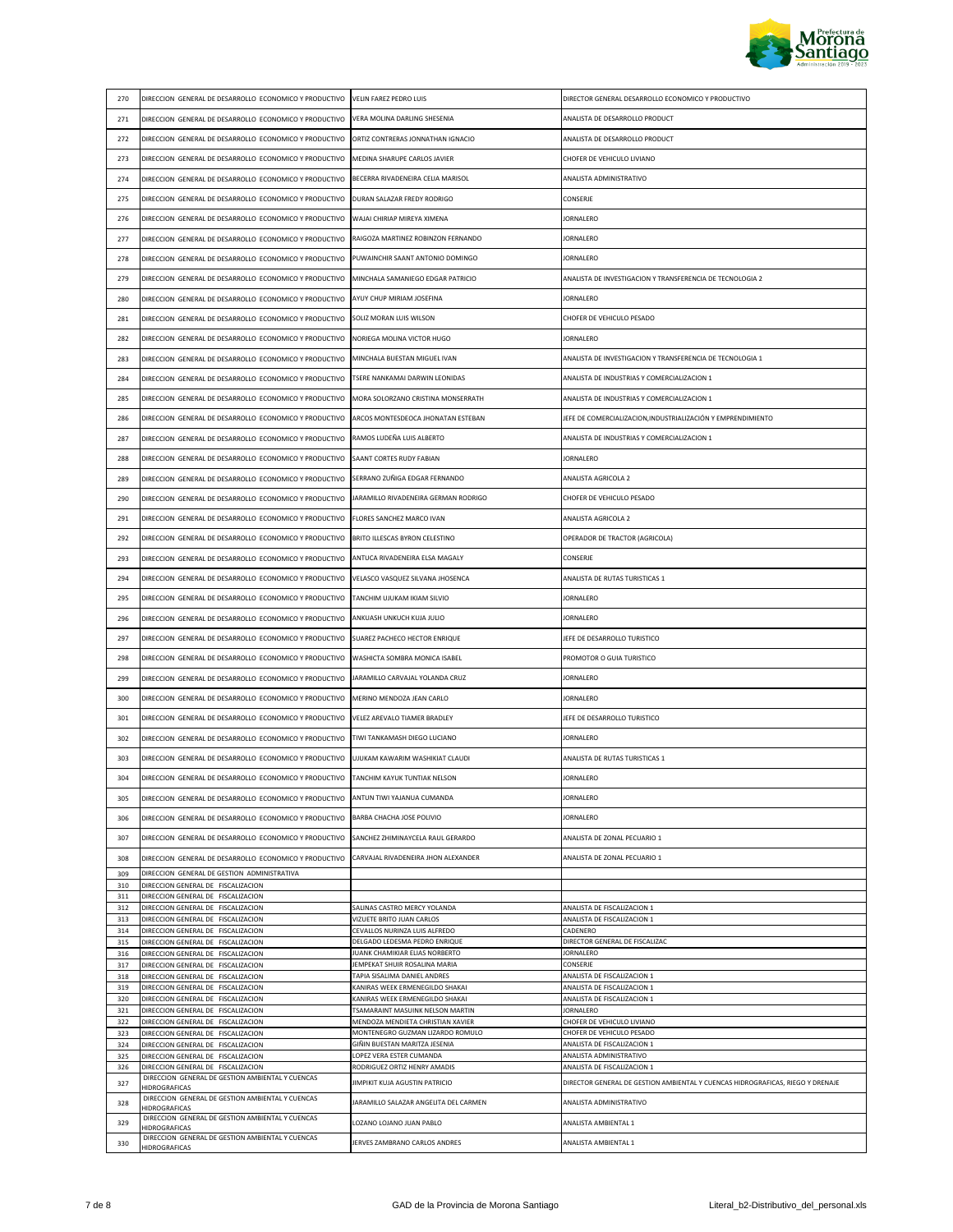| 270 | DIRECCION GENERAL DE DESARROLLO ECONOMICO Y PRODUCTIVO | VELIN FAREZ PEDRO LUIS | DIRECTOR GENERAL DESARROLLO ECONOMICO Y PRODUCTIVO |
|---|---|---|---|
| 271 | DIRECCION GENERAL DE DESARROLLO ECONOMICO Y PRODUCTIVO | VERA MOLINA DARLING SHESENIA | ANALISTA DE DESARROLLO PRODUCT |
| 272 | DIRECCION GENERAL DE DESARROLLO ECONOMICO Y PRODUCTIVO | ORTIZ CONTRERAS JONNATHAN IGNACIO | ANALISTA DE DESARROLLO PRODUCT |
| 273 | DIRECCION GENERAL DE DESARROLLO ECONOMICO Y PRODUCTIVO | MEDINA SHARUPE CARLOS JAVIER | CHOFER DE VEHICULO LIVIANO |
| 274 | DIRECCION GENERAL DE DESARROLLO ECONOMICO Y PRODUCTIVO | BECERRA RIVADENEIRA CELIA MARISOL | ANALISTA ADMINISTRATIVO |
| 275 | DIRECCION GENERAL DE DESARROLLO ECONOMICO Y PRODUCTIVO | DURAN SALAZAR FREDY RODRIGO | CONSERJE |
| 276 | DIRECCION GENERAL DE DESARROLLO ECONOMICO Y PRODUCTIVO | WAJAI CHIRIAP MIREYA XIMENA | JORNALERO |
| 277 | DIRECCION GENERAL DE DESARROLLO ECONOMICO Y PRODUCTIVO | RAIGOZA MARTINEZ ROBINZON FERNANDO | JORNALERO |
| 278 | DIRECCION GENERAL DE DESARROLLO ECONOMICO Y PRODUCTIVO | PUWAINCHIR SAANT ANTONIO DOMINGO | JORNALERO |
| 279 | DIRECCION GENERAL DE DESARROLLO ECONOMICO Y PRODUCTIVO | MINCHALA SAMANIEGO EDGAR PATRICIO | ANALISTA DE INVESTIGACION Y TRANSFERENCIA DE TECNOLOGIA 2 |
| 280 | DIRECCION GENERAL DE DESARROLLO ECONOMICO Y PRODUCTIVO | AYUY CHUP MIRIAM JOSEFINA | JORNALERO |
| 281 | DIRECCION GENERAL DE DESARROLLO ECONOMICO Y PRODUCTIVO | SOLIZ MORAN LUIS WILSON | CHOFER DE VEHICULO PESADO |
| 282 | DIRECCION GENERAL DE DESARROLLO ECONOMICO Y PRODUCTIVO | NORIEGA MOLINA VICTOR HUGO | JORNALERO |
| 283 | DIRECCION GENERAL DE DESARROLLO ECONOMICO Y PRODUCTIVO | MINCHALA BUESTAN MIGUEL IVAN | ANALISTA DE INVESTIGACION Y TRANSFERENCIA DE TECNOLOGIA 1 |
| 284 | DIRECCION GENERAL DE DESARROLLO ECONOMICO Y PRODUCTIVO | TSERE NANKAMAI DARWIN LEONIDAS | ANALISTA DE INDUSTRIAS Y COMERCIALIZACION 1 |
| 285 | DIRECCION GENERAL DE DESARROLLO ECONOMICO Y PRODUCTIVO | MORA SOLORZANO CRISTINA MONSERRATH | ANALISTA DE INDUSTRIAS Y COMERCIALIZACION 1 |
| 286 | DIRECCION GENERAL DE DESARROLLO ECONOMICO Y PRODUCTIVO | ARCOS MONTESDEOCA JHONATAN ESTEBAN | JEFE DE COMERCIALIZACION,INDUSTRIALIZACIÓN Y EMPRENDIMIENTO |
| 287 | DIRECCION GENERAL DE DESARROLLO ECONOMICO Y PRODUCTIVO | RAMOS LUDEÑA LUIS ALBERTO | ANALISTA DE INDUSTRIAS Y COMERCIALIZACION 1 |
| 288 | DIRECCION GENERAL DE DESARROLLO ECONOMICO Y PRODUCTIVO | SAANT CORTES RUDY FABIAN | JORNALERO |
| 289 | DIRECCION GENERAL DE DESARROLLO ECONOMICO Y PRODUCTIVO | SERRANO ZUÑIGA EDGAR FERNANDO | ANALISTA AGRICOLA 2 |
| 290 | DIRECCION GENERAL DE DESARROLLO ECONOMICO Y PRODUCTIVO | JARAMILLO RIVADENEIRA GERMAN RODRIGO | CHOFER DE VEHICULO PESADO |
| 291 | DIRECCION GENERAL DE DESARROLLO ECONOMICO Y PRODUCTIVO | FLORES SANCHEZ MARCO IVAN | ANALISTA AGRICOLA 2 |
| 292 | DIRECCION GENERAL DE DESARROLLO ECONOMICO Y PRODUCTIVO | BRITO ILLESCAS BYRON CELESTINO | OPERADOR DE TRACTOR (AGRICOLA) |
| 293 | DIRECCION GENERAL DE DESARROLLO ECONOMICO Y PRODUCTIVO | ANTUCA RIVADENEIRA ELSA MAGALY | CONSERJE |
| 294 | DIRECCION GENERAL DE DESARROLLO ECONOMICO Y PRODUCTIVO | VELASCO VASQUEZ SILVANA JHOSENCA | ANALISTA DE RUTAS TURISTICAS 1 |
| 295 | DIRECCION GENERAL DE DESARROLLO ECONOMICO Y PRODUCTIVO | TANCHIM UJUKAM IKIAM SILVIO | JORNALERO |
| 296 | DIRECCION GENERAL DE DESARROLLO ECONOMICO Y PRODUCTIVO | ANKUASH UNKUCH KUJA JULIO | JORNALERO |
| 297 | DIRECCION GENERAL DE DESARROLLO ECONOMICO Y PRODUCTIVO | SUAREZ PACHECO HECTOR ENRIQUE | JEFE DE DESARROLLO TURISTICO |
| 298 | DIRECCION GENERAL DE DESARROLLO ECONOMICO Y PRODUCTIVO | WASHICTA SOMBRA MONICA ISABEL | PROMOTOR O GUIA TURISTICO |
| 299 | DIRECCION GENERAL DE DESARROLLO ECONOMICO Y PRODUCTIVO | JARAMILLO CARVAJAL YOLANDA CRUZ | JORNALERO |
| 300 | DIRECCION GENERAL DE DESARROLLO ECONOMICO Y PRODUCTIVO | MERINO MENDOZA JEAN CARLO | JORNALERO |
| 301 | DIRECCION GENERAL DE DESARROLLO ECONOMICO Y PRODUCTIVO | VELEZ AREVALO TIAMER BRADLEY | JEFE DE DESARROLLO TURISTICO |
| 302 | DIRECCION GENERAL DE DESARROLLO ECONOMICO Y PRODUCTIVO | TIWI TANKAMASH DIEGO LUCIANO | JORNALERO |
| 303 | DIRECCION GENERAL DE DESARROLLO ECONOMICO Y PRODUCTIVO | UJUKAM KAWARIM WASHIKIAT CLAUDI | ANALISTA DE RUTAS TURISTICAS 1 |
| 304 | DIRECCION GENERAL DE DESARROLLO ECONOMICO Y PRODUCTIVO | TANCHIM KAYUK TUNTIAK NELSON | JORNALERO |
| 305 | DIRECCION GENERAL DE DESARROLLO ECONOMICO Y PRODUCTIVO | ANTUN TIWI YAJANUA CUMANDA | JORNALERO |
| 306 | DIRECCION GENERAL DE DESARROLLO ECONOMICO Y PRODUCTIVO | BARBA CHACHA JOSE POLIVIO | JORNALERO |
| 307 | DIRECCION GENERAL DE DESARROLLO ECONOMICO Y PRODUCTIVO | SANCHEZ ZHIMINAYCELA RAUL GERARDO | ANALISTA DE ZONAL PECUARIO 1 |
| 308 | DIRECCION GENERAL DE DESARROLLO ECONOMICO Y PRODUCTIVO | CARVAJAL RIVADENEIRA JHON ALEXANDER | ANALISTA DE ZONAL PECUARIO 1 |
| 309 | DIRECCION GENERAL DE GESTION ADMINISTRATIVA | | |
| 310 | DIRECCION GENERAL DE FISCALIZACION | | |
| 311 | DIRECCION GENERAL DE FISCALIZACION | | |
| 312 | DIRECCION GENERAL DE FISCALIZACION | SALINAS CASTRO MERCY YOLANDA | ANALISTA DE FISCALIZACION 1 |
| 313 | DIRECCION GENERAL DE FISCALIZACION | VIZUETE BRITO JUAN CARLOS | ANALISTA DE FISCALIZACION 1 |
| 314 | DIRECCION GENERAL DE FISCALIZACION | CEVALLOS NURINZA LUIS ALFREDO | CADENERO |
| 315 | DIRECCION GENERAL DE FISCALIZACION | DELGADO LEDESMA PEDRO ENRIQUE | DIRECTOR GENERAL DE FISCALIZAC |
| 316 | DIRECCION GENERAL DE FISCALIZACION | JUANK CHAMIKIAR ELIAS NORBERTO | JORNALERO |
| 317 | DIRECCION GENERAL DE FISCALIZACION | JEMPEKAT SHUIR ROSALINA MARIA | CONSERJE |
| 318 | DIRECCION GENERAL DE FISCALIZACION | TAPIA SISALIMA DANIEL ANDRES | ANALISTA DE FISCALIZACION 1 |
| 319 | DIRECCION GENERAL DE FISCALIZACION | KANIRAS WEEK ERMENEGILDO SHAKAI | ANALISTA DE FISCALIZACION 1 |
| 320 | DIRECCION GENERAL DE FISCALIZACION | KANIRAS WEEK ERMENEGILDO SHAKAI | ANALISTA DE FISCALIZACION 1 |
| 321 | DIRECCION GENERAL DE FISCALIZACION | TSAMARAINT MASUINK NELSON MARTIN | JORNALERO |
| 322 | DIRECCION GENERAL DE FISCALIZACION | MENDOZA MENDIETA CHRISTIAN XAVIER | CHOFER DE VEHICULO LIVIANO |
| 323 | DIRECCION GENERAL DE FISCALIZACION | MONTENEGRO GUZMAN LIZARDO ROMULO | CHOFER DE VEHICULO PESADO |
| 324 | DIRECCION GENERAL DE FISCALIZACION | GIÑIN BUESTAN MARITZA JESENIA | ANALISTA DE FISCALIZACION 1 |
| 325 | DIRECCION GENERAL DE FISCALIZACION | LOPEZ VERA ESTER CUMANDA | ANALISTA ADMINISTRATIVO |
| 326 | DIRECCION GENERAL DE FISCALIZACION | RODRIGUEZ ORTIZ HENRY AMADIS | ANALISTA DE FISCALIZACION 1 |
| 327 | DIRECCION GENERAL DE GESTION AMBIENTAL Y CUENCAS HIDROGRAFICAS | JIMPIKIT KUJA AGUSTIN PATRICIO | DIRECTOR GENERAL DE GESTION AMBIENTAL Y CUENCAS HIDROGRAFICAS, RIEGO Y DRENAJE |
| 328 | DIRECCION GENERAL DE GESTION AMBIENTAL Y CUENCAS HIDROGRAFICAS | JARAMILLO SALAZAR ANGELITA DEL CARMEN | ANALISTA ADMINISTRATIVO |
| 329 | DIRECCION GENERAL DE GESTION AMBIENTAL Y CUENCAS HIDROGRAFICAS | LOZANO LOJANO JUAN PABLO | ANALISTA AMBIENTAL 1 |
| 330 | DIRECCION GENERAL DE GESTION AMBIENTAL Y CUENCAS HIDROGRAFICAS | JERVES ZAMBRANO CARLOS ANDRES | ANALISTA AMBIENTAL 1 |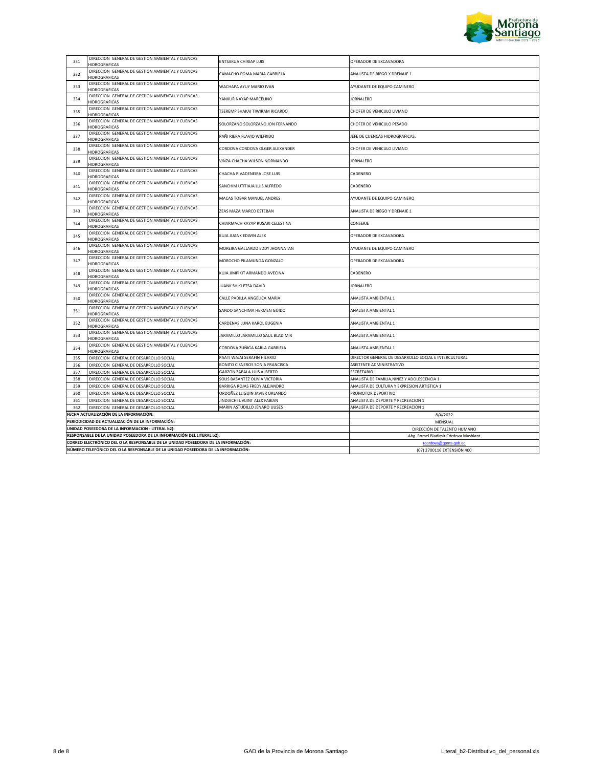| | | | |
|---|---|---|---|
| 331 | DIRECCION GENERAL DE GESTION AMBIENTAL Y CUENCAS HIDROGRAFICAS | ENTSAKUA CHIRIAP LUIS | OPERADOR DE EXCAVADORA |
| 332 | DIRECCION GENERAL DE GESTION AMBIENTAL Y CUENCAS HIDROGRAFICAS | CAMACHO POMA MARIA GABRIELA | ANALISTA DE RIEGO Y DRENAJE 1 |
| 333 | DIRECCION GENERAL DE GESTION AMBIENTAL Y CUENCAS HIDROGRAFICAS | WACHAPA AYUY MARIO IVAN | AYUDANTE DE EQUIPO CAMINERO |
| 334 | DIRECCION GENERAL DE GESTION AMBIENTAL Y CUENCAS HIDROGRAFICAS | YANKUR NAYAP MARCELINO | JORNALERO |
| 335 | DIRECCION GENERAL DE GESTION AMBIENTAL Y CUENCAS HIDROGRAFICAS | TSEREMP SHAKAI TIWIRAM RICARDO | CHOFER DE VEHICULO LIVIANO |
| 336 | DIRECCION GENERAL DE GESTION AMBIENTAL Y CUENCAS HIDROGRAFICAS | SOLORZANO SOLORZANO JON FERNANDO | CHOFER DE VEHICULO PESADO |
| 337 | DIRECCION GENERAL DE GESTION AMBIENTAL Y CUENCAS HIDROGRAFICAS | PAÑI RIERA FLAVIO WILFRIDO | JEFE DE CUENCAS HIDROGRAFICAS, |
| 338 | DIRECCION GENERAL DE GESTION AMBIENTAL Y CUENCAS HIDROGRAFICAS | CORDOVA CORDOVA OLGER ALEXANDER | CHOFER DE VEHICULO LIVIANO |
| 339 | DIRECCION GENERAL DE GESTION AMBIENTAL Y CUENCAS HIDROGRAFICAS | VINZA CHACHA WILSON NORMANDO | JORNALERO |
| 340 | DIRECCION GENERAL DE GESTION AMBIENTAL Y CUENCAS HIDROGRAFICAS | CHACHA RIVADENEIRA JOSE LUIS | CADENERO |
| 341 | DIRECCION GENERAL DE GESTION AMBIENTAL Y CUENCAS HIDROGRAFICAS | SANCHIM UTITIAJA LUIS ALFREDO | CADENERO |
| 342 | DIRECCION GENERAL DE GESTION AMBIENTAL Y CUENCAS HIDROGRAFICAS | MACAS TOBAR MANUEL ANDRES | AYUDANTE DE EQUIPO CAMINERO |
| 343 | DIRECCION GENERAL DE GESTION AMBIENTAL Y CUENCAS HIDROGRAFICAS | ZEAS MAZA MARCO ESTEBAN | ANALISTA DE RIEGO Y DRENAJE 1 |
| 344 | DIRECCION GENERAL DE GESTION AMBIENTAL Y CUENCAS HIDROGRAFICAS | CHIARMACH KAYAP RUSARI CELESTINA | CONSERJE |
| 345 | DIRECCION GENERAL DE GESTION AMBIENTAL Y CUENCAS HIDROGRAFICAS | KUJA JUANK EDWIN ALEX | OPERADOR DE EXCAVADORA |
| 346 | DIRECCION GENERAL DE GESTION AMBIENTAL Y CUENCAS HIDROGRAFICAS | MOREIRA GALLARDO EDDY JHONNATAN | AYUDANTE DE EQUIPO CAMINERO |
| 347 | DIRECCION GENERAL DE GESTION AMBIENTAL Y CUENCAS HIDROGRAFICAS | MOROCHO PILAMUNGA GONZALO | OPERADOR DE EXCAVADORA |
| 348 | DIRECCION GENERAL DE GESTION AMBIENTAL Y CUENCAS HIDROGRAFICAS | KUJA JIMPIKIT ARMANDO AVECINA | CADENERO |
| 349 | DIRECCION GENERAL DE GESTION AMBIENTAL Y CUENCAS HIDROGRAFICAS | JUANK SHIKI ETSA DAVID | JORNALERO |
| 350 | DIRECCION GENERAL DE GESTION AMBIENTAL Y CUENCAS HIDROGRAFICAS | CALLE PADILLA ANGELICA MARIA | ANALISTA AMBIENTAL 1 |
| 351 | DIRECCION GENERAL DE GESTION AMBIENTAL Y CUENCAS HIDROGRAFICAS | SANDO SANCHIMA HERMEN GUIDO | ANALISTA AMBIENTAL 1 |
| 352 | DIRECCION GENERAL DE GESTION AMBIENTAL Y CUENCAS HIDROGRAFICAS | CARDENAS LUNA KAROL EUGENIA | ANALISTA AMBIENTAL 1 |
| 353 | DIRECCION GENERAL DE GESTION AMBIENTAL Y CUENCAS HIDROGRAFICAS | JARAMILLO JARAMILLO SAUL BLADIMIR | ANALISTA AMBIENTAL 1 |
| 354 | DIRECCION GENERAL DE GESTION AMBIENTAL Y CUENCAS HIDROGRAFICAS | CORDOVA ZUÑIGA KARLA GABRIELA | ANALISTA AMBIENTAL 1 |
| 355 | DIRECCION GENERAL DE DESARROLLO SOCIAL | PAATI WAJAI SERAFIN HILARIO | DIRECTOR GENERAL DE DESARROLLO SOCIAL E INTERCULTURAL |
| 356 | DIRECCION GENERAL DE DESARROLLO SOCIAL | BONITO CISNEROS SONIA FRANCISCA | ASISTENTE ADMINISTRATIVO |
| 357 | DIRECCION GENERAL DE DESARROLLO SOCIAL | GARZON ZABALA LUIS ALBERTO | SECRETARIO |
| 358 | DIRECCION GENERAL DE DESARROLLO SOCIAL | SOLIS BASANTEZ OLIVIA VICTORIA | ANALISTA DE FAMILIA,NIÑEZ Y ADOLESCENCIA 1 |
| 359 | DIRECCION GENERAL DE DESARROLLO SOCIAL | BARRIGA ROJAS FREDY ALEJANDRO | ANALISTA DE CULTURA Y EXPRESION ARTISTICA 1 |
| 360 | DIRECCION GENERAL DE DESARROLLO SOCIAL | ORDOÑEZ LLIGUIN JAVIER ORLANDO | PROMOTOR DEPORTIVO |
| 361 | DIRECCION GENERAL DE DESARROLLO SOCIAL | JINDIACHI UVIJINT ALEX FABIAN | ANALISTA DE DEPORTE Y RECREACION 1 |
| 362 | DIRECCION GENERAL DE DESARROLLO SOCIAL | MARIN ASTUDILLO JENARO ULISES | ANALISTA DE DEPORTE Y RECREACION 1 |

| | |
|---|---|
| **FECHA ACTUALIZACIÓN DE LA INFORMACIÓN:** | 8/4/2022 |
| **PERIODICIDAD DE ACTUALIZACIÓN DE LA INFORMACIÓN:** | MENSUAL |
| **UNIDAD POSEEDORA DE LA INFORMACION - LITERAL b2):** | DIRECCIÓN DE TALENTO HUMANO |
| **RESPONSABLE DE LA UNIDAD POSEEDORA DE LA INFORMACIÓN DEL LITERAL b2):** | Abg. Romel Bladimir Córdova Mashiant |
| **CORREO ELECTRÓNICO DEL O LA RESPONSABLE DE LA UNIDAD POSEEDORA DE LA INFORMACIÓN:** | rcordova@gpms.gob.ec |
| **NÚMERO TELEFÓNICO DEL O LA RESPONSABLE DE LA UNIDAD POSEEDORA DE LA INFORMACIÓN:** | (07) 2700116 EXTENSIÓN 400 |